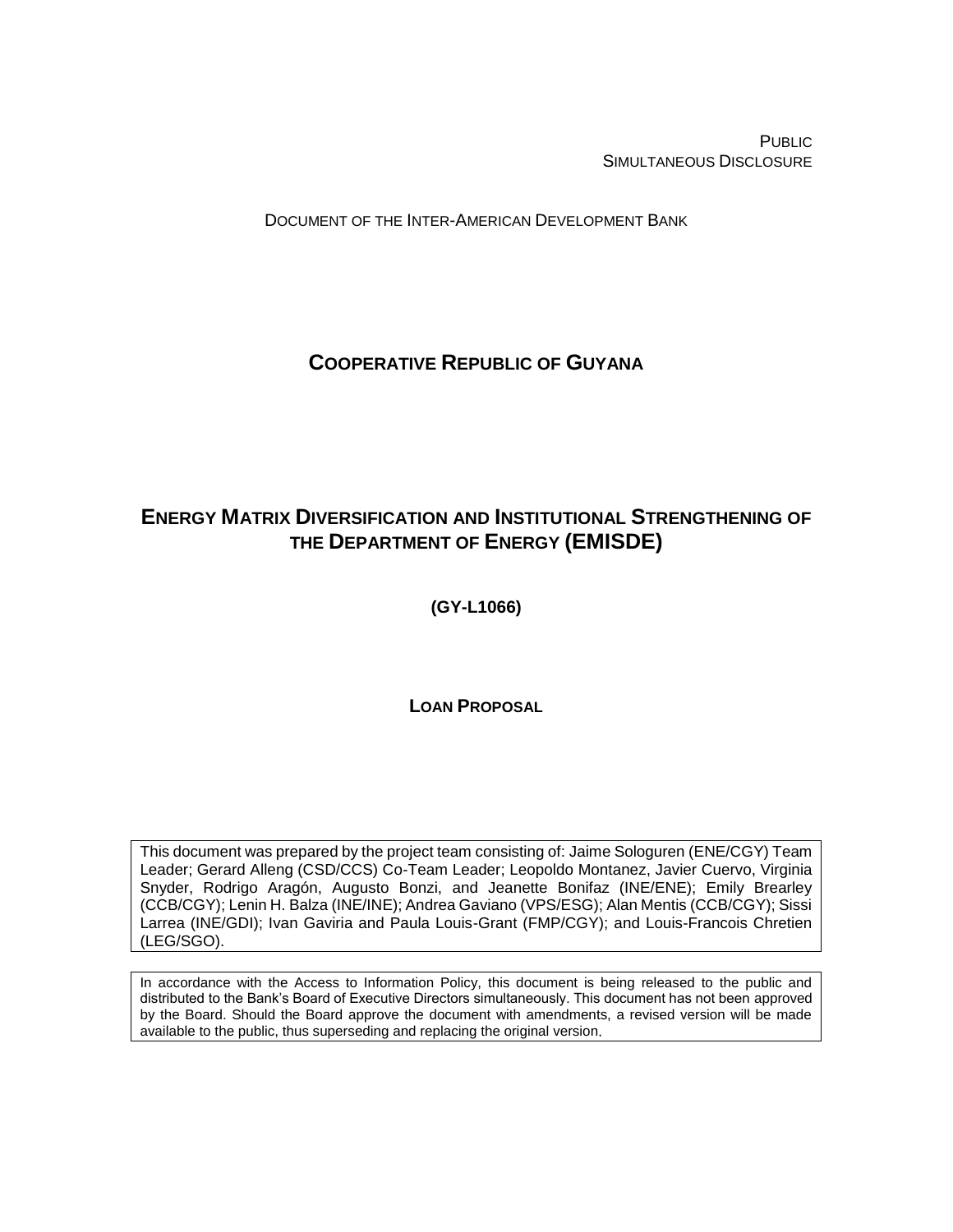PUBLIC
SIMULTANEOUS DISCLOSURE

DOCUMENT OF THE INTER-AMERICAN DEVELOPMENT BANK

# COOPERATIVE REPUBLIC OF GUYANA

# ENERGY MATRIX DIVERSIFICATION AND INSTITUTIONAL STRENGTHENING OF THE DEPARTMENT OF ENERGY (EMISDE)

**(GY-L1066)**

**LOAN PROPOSAL**

This document was prepared by the project team consisting of: Jaime Sologuren (ENE/CGY) Team Leader; Gerard Alleng (CSD/CCS) Co-Team Leader; Leopoldo Montanez, Javier Cuervo, Virginia Snyder, Rodrigo Aragón, Augusto Bonzi, and Jeanette Bonifaz (INE/ENE); Emily Brearley (CCB/CGY); Lenin H. Balza (INE/INE); Andrea Gaviano (VPS/ESG); Alan Mentis (CCB/CGY); Sissi Larrea (INE/GDI); Ivan Gaviria and Paula Louis-Grant (FMP/CGY); and Louis-Francois Chretien (LEG/SGO).

In accordance with the Access to Information Policy, this document is being released to the public and distributed to the Bank's Board of Executive Directors simultaneously. This document has not been approved by the Board. Should the Board approve the document with amendments, a revised version will be made available to the public, thus superseding and replacing the original version.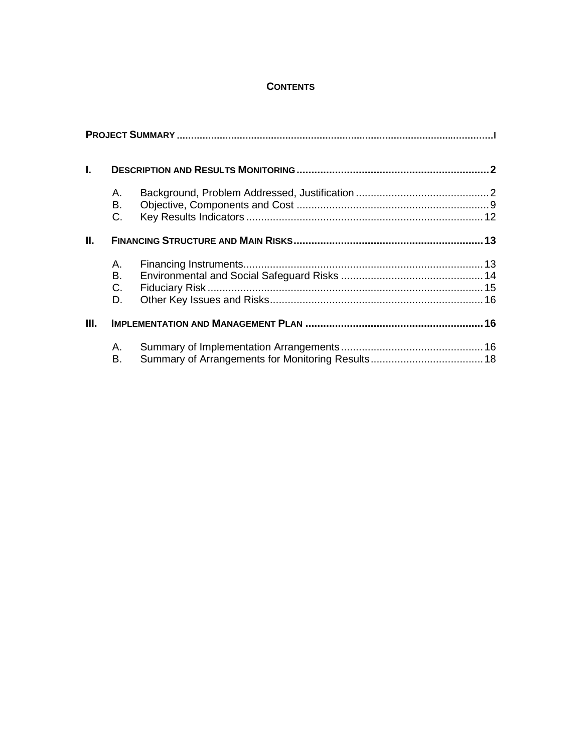# CONTENTS

**PROJECT SUMMARY** .......... I

**I. DESCRIPTION AND RESULTS MONITORING** .......... 2

- A. Background, Problem Addressed, Justification .......... 2
- B. Objective, Components and Cost .......... 9
- C. Key Results Indicators .......... 12

**II. FINANCING STRUCTURE AND MAIN RISKS** .......... 13

- A. Financing Instruments .......... 13
- B. Environmental and Social Safeguard Risks .......... 14
- C. Fiduciary Risk .......... 15
- D. Other Key Issues and Risks .......... 16

**III. IMPLEMENTATION AND MANAGEMENT PLAN** .......... 16

- A. Summary of Implementation Arrangements .......... 16
- B. Summary of Arrangements for Monitoring Results .......... 18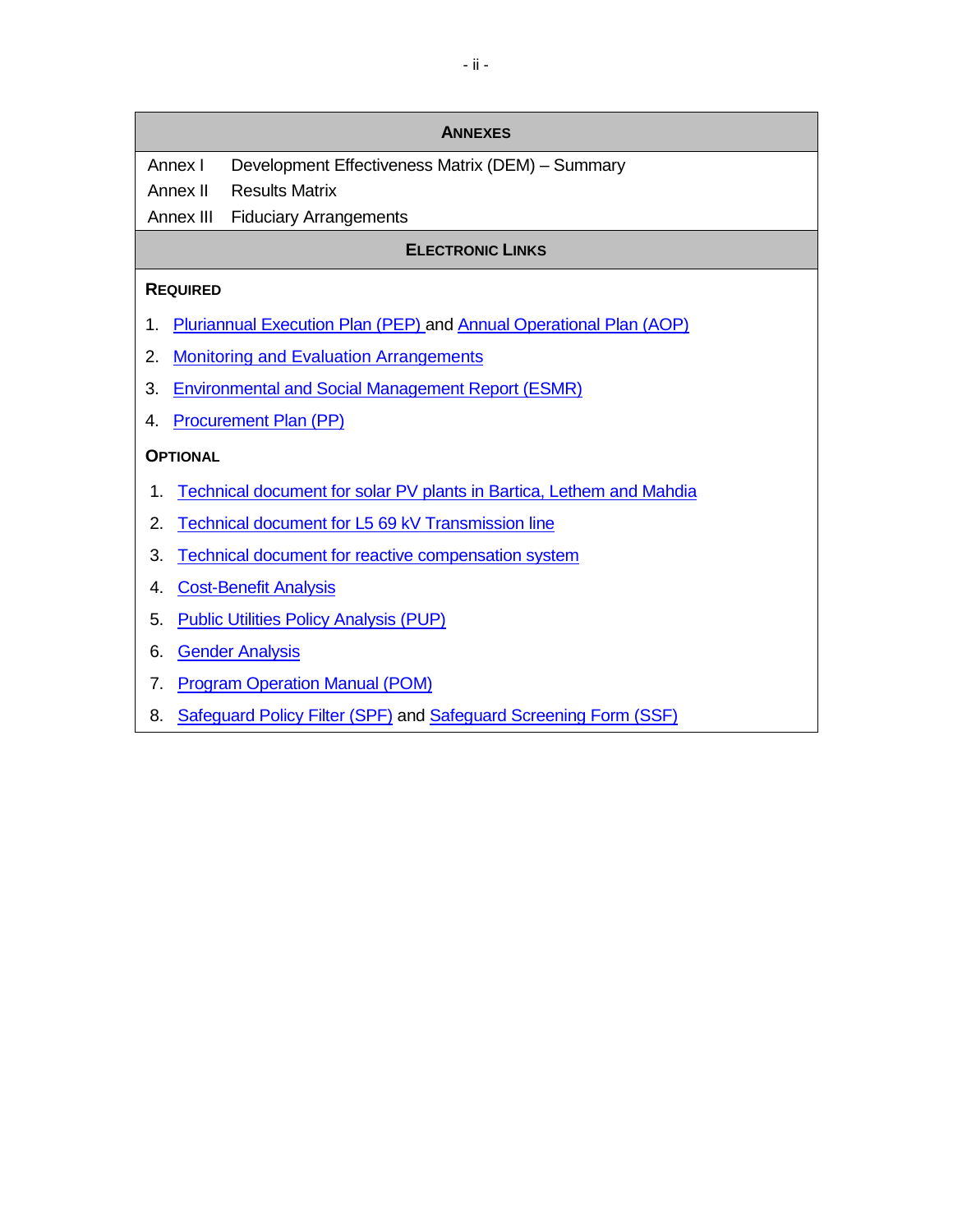## ANNEXES

| | |
|---|---|
| Annex I | Development Effectiveness Matrix (DEM) – Summary |
| Annex II | Results Matrix |
| Annex III | Fiduciary Arrangements |

## ELECTRONIC LINKS

**REQUIRED**

1. Pluriannual Execution Plan (PEP) and Annual Operational Plan (AOP)
2. Monitoring and Evaluation Arrangements
3. Environmental and Social Management Report (ESMR)
4. Procurement Plan (PP)

**OPTIONAL**

1. Technical document for solar PV plants in Bartica, Lethem and Mahdia
2. Technical document for L5 69 kV Transmission line
3. Technical document for reactive compensation system
4. Cost-Benefit Analysis
5. Public Utilities Policy Analysis (PUP)
6. Gender Analysis
7. Program Operation Manual (POM)
8. Safeguard Policy Filter (SPF) and Safeguard Screening Form (SSF)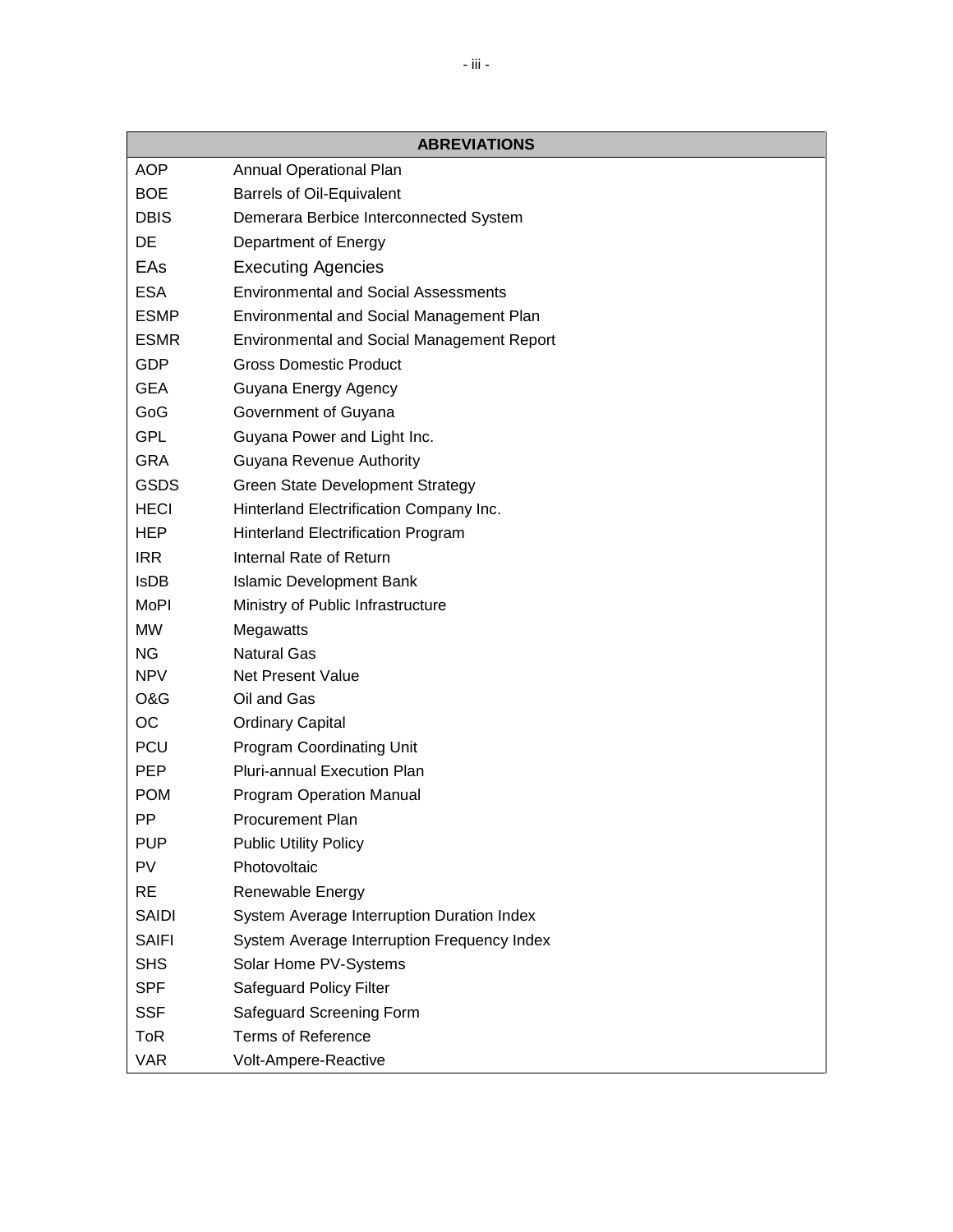| ABREVIATIONS | |
|---|---|
| AOP | Annual Operational Plan |
| BOE | Barrels of Oil-Equivalent |
| DBIS | Demerara Berbice Interconnected System |
| DE | Department of Energy |
| EAs | Executing Agencies |
| ESA | Environmental and Social Assessments |
| ESMP | Environmental and Social Management Plan |
| ESMR | Environmental and Social Management Report |
| GDP | Gross Domestic Product |
| GEA | Guyana Energy Agency |
| GoG | Government of Guyana |
| GPL | Guyana Power and Light Inc. |
| GRA | Guyana Revenue Authority |
| GSDS | Green State Development Strategy |
| HECI | Hinterland Electrification Company Inc. |
| HEP | Hinterland Electrification Program |
| IRR | Internal Rate of Return |
| IsDB | Islamic Development Bank |
| MoPI | Ministry of Public Infrastructure |
| MW | Megawatts |
| NG | Natural Gas |
| NPV | Net Present Value |
| O&G | Oil and Gas |
| OC | Ordinary Capital |
| PCU | Program Coordinating Unit |
| PEP | Pluri-annual Execution Plan |
| POM | Program Operation Manual |
| PP | Procurement Plan |
| PUP | Public Utility Policy |
| PV | Photovoltaic |
| RE | Renewable Energy |
| SAIDI | System Average Interruption Duration Index |
| SAIFI | System Average Interruption Frequency Index |
| SHS | Solar Home PV-Systems |
| SPF | Safeguard Policy Filter |
| SSF | Safeguard Screening Form |
| ToR | Terms of Reference |
| VAR | Volt-Ampere-Reactive |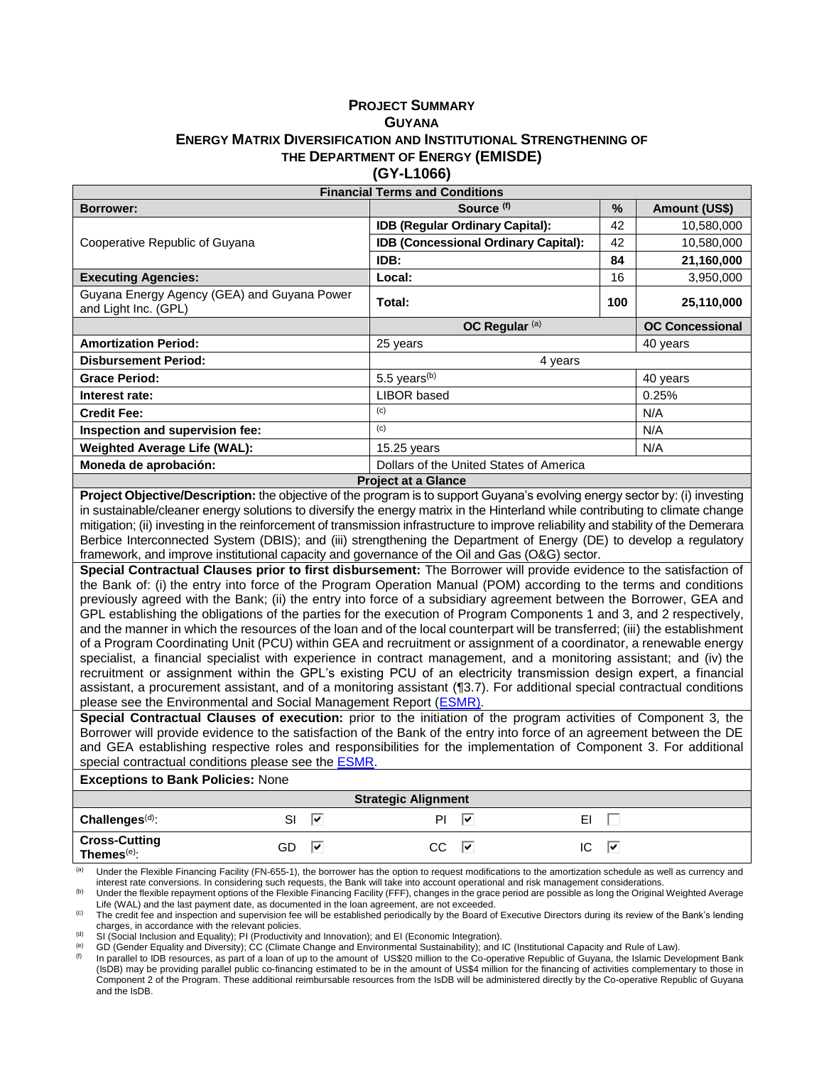# PROJECT SUMMARY
## GUYANA
## ENERGY MATRIX DIVERSIFICATION AND INSTITUTIONAL STRENGTHENING OF THE DEPARTMENT OF ENERGY (EMISDE)
## (GY-L1066)

| Financial Terms and Conditions | | | |
|---|---|---|---|
| **Borrower:** | **Source** [(f)] | **%** | **Amount (US$)** |
| Cooperative Republic of Guyana | **IDB (Regular Ordinary Capital):** | 42 | 10,580,000 |
| | **IDB (Concessional Ordinary Capital):** | 42 | 10,580,000 |
| | **IDB:** | **84** | **21,160,000** |
| **Executing Agencies:** | **Local:** | 16 | 3,950,000 |
| Guyana Energy Agency (GEA) and Guyana Power and Light Inc. (GPL) | **Total:** | **100** | **25,110,000** |
| | **OC Regular** [(a)] | | **OC Concessional** |
| **Amortization Period:** | 25 years | | 40 years |
| **Disbursement Period:** | 4 years | | |
| **Grace Period:** | 5.5 years[(b)] | | 40 years |
| **Interest rate:** | LIBOR based | | 0.25% |
| **Credit Fee:** | [(c)] | | N/A |
| **Inspection and supervision fee:** | [(c)] | | N/A |
| **Weighted Average Life (WAL):** | 15.25 years | | N/A |
| **Moneda de aprobación:** | Dollars of the United States of America | | |

**Project at a Glance**

**Project Objective/Description:** the objective of the program is to support Guyana's evolving energy sector by: (i) investing in sustainable/cleaner energy solutions to diversify the energy matrix in the Hinterland while contributing to climate change mitigation; (ii) investing in the reinforcement of transmission infrastructure to improve reliability and stability of the Demerara Berbice Interconnected System (DBIS); and (iii) strengthening the Department of Energy (DE) to develop a regulatory framework, and improve institutional capacity and governance of the Oil and Gas (O&G) sector.

**Special Contractual Clauses prior to first disbursement:** The Borrower will provide evidence to the satisfaction of the Bank of: (i) the entry into force of the Program Operation Manual (POM) according to the terms and conditions previously agreed with the Bank; (ii) the entry into force of a subsidiary agreement between the Borrower, GEA and GPL establishing the obligations of the parties for the execution of Program Components 1 and 3, and 2 respectively, and the manner in which the resources of the loan and of the local counterpart will be transferred; (iii) the establishment of a Program Coordinating Unit (PCU) within GEA and recruitment or assignment of a coordinator, a renewable energy specialist, a financial specialist with experience in contract management, and a monitoring assistant; and (iv) the recruitment or assignment within the GPL's existing PCU of an electricity transmission design expert, a financial assistant, a procurement assistant, and of a monitoring assistant (¶3.7). For additional special contractual conditions please see the Environmental and Social Management Report (ESMR).

**Special Contractual Clauses of execution:** prior to the initiation of the program activities of Component 3, the Borrower will provide evidence to the satisfaction of the Bank of the entry into force of an agreement between the DE and GEA establishing respective roles and responsibilities for the implementation of Component 3. For additional special contractual conditions please see the ESMR.

**Exceptions to Bank Policies:** None

| Strategic Alignment | | | |
|---|---|---|---|
| **Challenges**[(d)]: | SI ☑ | PI ☑ | EI ☐ |
| **Cross-Cutting Themes**[(e)]: | GD ☑ | CC ☑ | IC ☑ |

[(a)] Under the Flexible Financing Facility (FN-655-1), the borrower has the option to request modifications to the amortization schedule as well as currency and interest rate conversions. In considering such requests, the Bank will take into account operational and risk management considerations.

[(b)] Under the flexible repayment options of the Flexible Financing Facility (FFF), changes in the grace period are possible as long the Original Weighted Average Life (WAL) and the last payment date, as documented in the loan agreement, are not exceeded.

[(c)] The credit fee and inspection and supervision fee will be established periodically by the Board of Executive Directors during its review of the Bank's lending charges, in accordance with the relevant policies.

[(d)] SI (Social Inclusion and Equality); PI (Productivity and Innovation); and EI (Economic Integration).

[(e)] GD (Gender Equality and Diversity); CC (Climate Change and Environmental Sustainability); and IC (Institutional Capacity and Rule of Law).

[(f)] In parallel to IDB resources, as part of a loan of up to the amount of US$20 million to the Co-operative Republic of Guyana, the Islamic Development Bank (IsDB) may be providing parallel public co-financing estimated to be in the amount of US$4 million for the financing of activities complementary to those in Component 2 of the Program. These additional reimbursable resources from the IsDB will be administered directly by the Co-operative Republic of Guyana and the IsDB.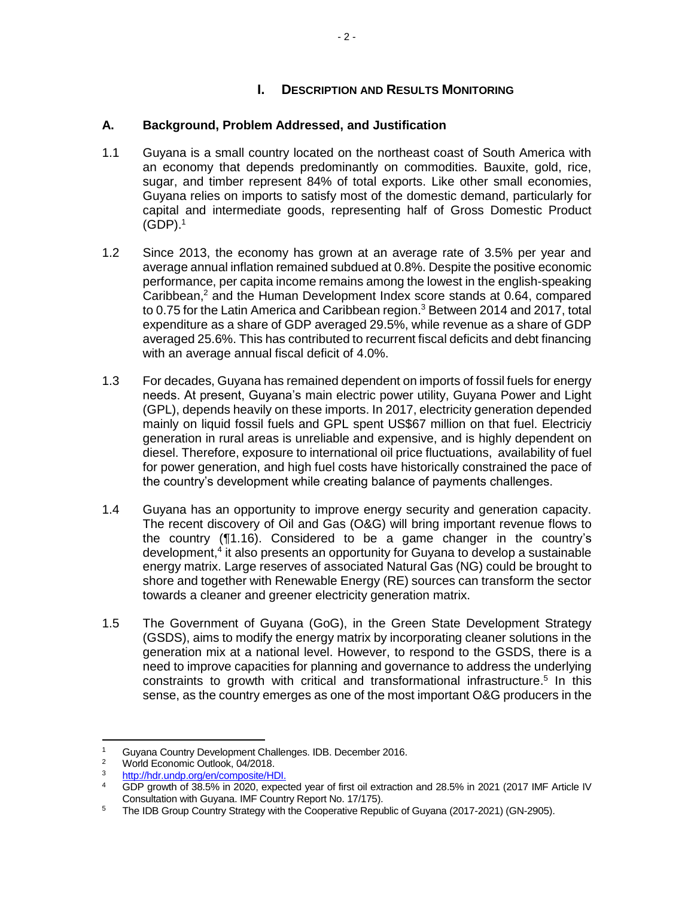# I. DESCRIPTION AND RESULTS MONITORING

## A. Background, Problem Addressed, and Justification

1.1 Guyana is a small country located on the northeast coast of South America with an economy that depends predominantly on commodities. Bauxite, gold, rice, sugar, and timber represent 84% of total exports. Like other small economies, Guyana relies on imports to satisfy most of the domestic demand, particularly for capital and intermediate goods, representing half of Gross Domestic Product (GDP).[1]

1.2 Since 2013, the economy has grown at an average rate of 3.5% per year and average annual inflation remained subdued at 0.8%. Despite the positive economic performance, per capita income remains among the lowest in the english-speaking Caribbean,[2] and the Human Development Index score stands at 0.64, compared to 0.75 for the Latin America and Caribbean region.[3] Between 2014 and 2017, total expenditure as a share of GDP averaged 29.5%, while revenue as a share of GDP averaged 25.6%. This has contributed to recurrent fiscal deficits and debt financing with an average annual fiscal deficit of 4.0%.

1.3 For decades, Guyana has remained dependent on imports of fossil fuels for energy needs. At present, Guyana's main electric power utility, Guyana Power and Light (GPL), depends heavily on these imports. In 2017, electricity generation depended mainly on liquid fossil fuels and GPL spent US$67 million on that fuel. Electriciy generation in rural areas is unreliable and expensive, and is highly dependent on diesel. Therefore, exposure to international oil price fluctuations, availability of fuel for power generation, and high fuel costs have historically constrained the pace of the country's development while creating balance of payments challenges.

1.4 Guyana has an opportunity to improve energy security and generation capacity. The recent discovery of Oil and Gas (O&G) will bring important revenue flows to the country (¶1.16). Considered to be a game changer in the country's development,[4] it also presents an opportunity for Guyana to develop a sustainable energy matrix. Large reserves of associated Natural Gas (NG) could be brought to shore and together with Renewable Energy (RE) sources can transform the sector towards a cleaner and greener electricity generation matrix.

1.5 The Government of Guyana (GoG), in the Green State Development Strategy (GSDS), aims to modify the energy matrix by incorporating cleaner solutions in the generation mix at a national level. However, to respond to the GSDS, there is a need to improve capacities for planning and governance to address the underlying constraints to growth with critical and transformational infrastructure.[5] In this sense, as the country emerges as one of the most important O&G producers in the

---

[1] Guyana Country Development Challenges. IDB. December 2016.

[2] World Economic Outlook, 04/2018.

[3] http://hdr.undp.org/en/composite/HDI.

[4] GDP growth of 38.5% in 2020, expected year of first oil extraction and 28.5% in 2021 (2017 IMF Article IV Consultation with Guyana. IMF Country Report No. 17/175).

[5] The IDB Group Country Strategy with the Cooperative Republic of Guyana (2017-2021) (GN-2905).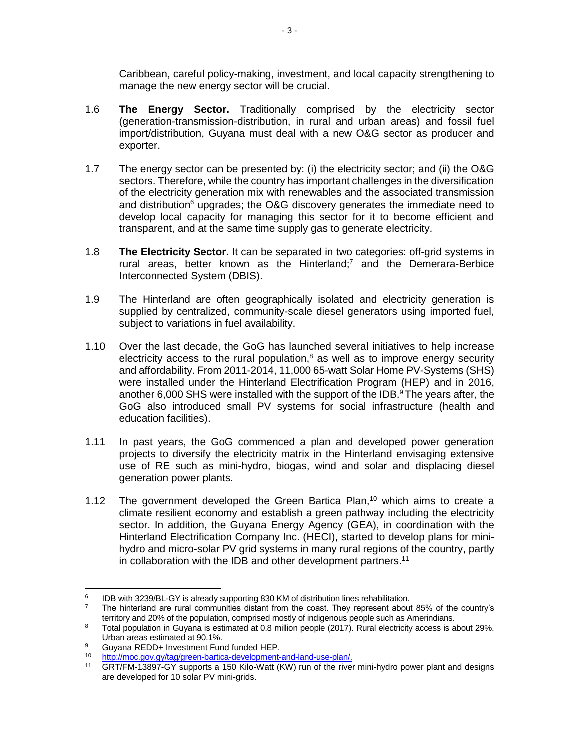Caribbean, careful policy-making, investment, and local capacity strengthening to manage the new energy sector will be crucial.

1.6 **The Energy Sector.** Traditionally comprised by the electricity sector (generation-transmission-distribution, in rural and urban areas) and fossil fuel import/distribution, Guyana must deal with a new O&G sector as producer and exporter.

1.7 The energy sector can be presented by: (i) the electricity sector; and (ii) the O&G sectors. Therefore, while the country has important challenges in the diversification of the electricity generation mix with renewables and the associated transmission and distribution[6] upgrades; the O&G discovery generates the immediate need to develop local capacity for managing this sector for it to become efficient and transparent, and at the same time supply gas to generate electricity.

1.8 **The Electricity Sector.** It can be separated in two categories: off-grid systems in rural areas, better known as the Hinterland;[7] and the Demerara-Berbice Interconnected System (DBIS).

1.9 The Hinterland are often geographically isolated and electricity generation is supplied by centralized, community-scale diesel generators using imported fuel, subject to variations in fuel availability.

1.10 Over the last decade, the GoG has launched several initiatives to help increase electricity access to the rural population,[8] as well as to improve energy security and affordability. From 2011-2014, 11,000 65-watt Solar Home PV-Systems (SHS) were installed under the Hinterland Electrification Program (HEP) and in 2016, another 6,000 SHS were installed with the support of the IDB.[9] The years after, the GoG also introduced small PV systems for social infrastructure (health and education facilities).

1.11 In past years, the GoG commenced a plan and developed power generation projects to diversify the electricity matrix in the Hinterland envisaging extensive use of RE such as mini-hydro, biogas, wind and solar and displacing diesel generation power plants.

1.12 The government developed the Green Bartica Plan,[10] which aims to create a climate resilient economy and establish a green pathway including the electricity sector. In addition, the Guyana Energy Agency (GEA), in coordination with the Hinterland Electrification Company Inc. (HECI), started to develop plans for mini-hydro and micro-solar PV grid systems in many rural regions of the country, partly in collaboration with the IDB and other development partners.[11]

---

[6] IDB with 3239/BL-GY is already supporting 830 KM of distribution lines rehabilitation.

[7] The hinterland are rural communities distant from the coast. They represent about 85% of the country's territory and 20% of the population, comprised mostly of indigenous people such as Amerindians.

[8] Total population in Guyana is estimated at 0.8 million people (2017). Rural electricity access is about 29%. Urban areas estimated at 90.1%.

[9] Guyana REDD+ Investment Fund funded HEP.

[10] http://moc.gov.gy/tag/green-bartica-development-and-land-use-plan/.

[11] GRT/FM-13897-GY supports a 150 Kilo-Watt (KW) run of the river mini-hydro power plant and designs are developed for 10 solar PV mini-grids.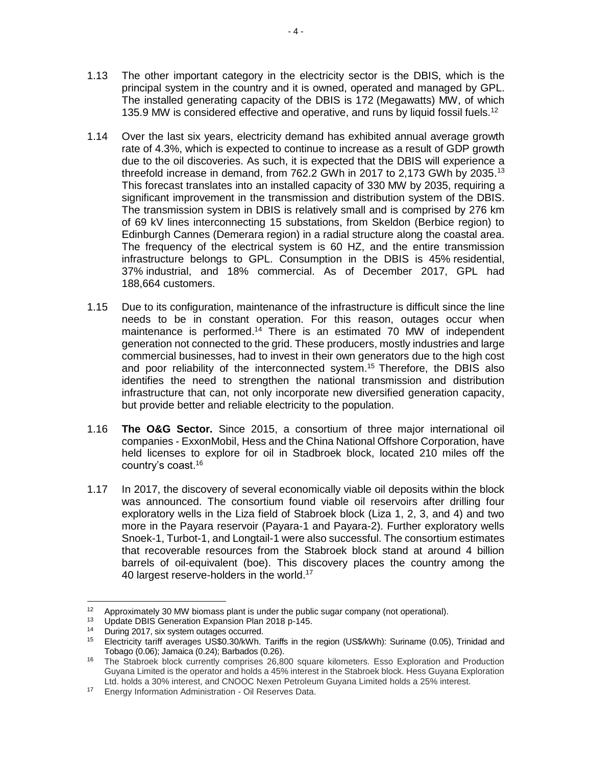1.13 The other important category in the electricity sector is the DBIS, which is the principal system in the country and it is owned, operated and managed by GPL. The installed generating capacity of the DBIS is 172 (Megawatts) MW, of which 135.9 MW is considered effective and operative, and runs by liquid fossil fuels.[12]

1.14 Over the last six years, electricity demand has exhibited annual average growth rate of 4.3%, which is expected to continue to increase as a result of GDP growth due to the oil discoveries. As such, it is expected that the DBIS will experience a threefold increase in demand, from 762.2 GWh in 2017 to 2,173 GWh by 2035.[13] This forecast translates into an installed capacity of 330 MW by 2035, requiring a significant improvement in the transmission and distribution system of the DBIS. The transmission system in DBIS is relatively small and is comprised by 276 km of 69 kV lines interconnecting 15 substations, from Skeldon (Berbice region) to Edinburgh Cannes (Demerara region) in a radial structure along the coastal area. The frequency of the electrical system is 60 HZ, and the entire transmission infrastructure belongs to GPL. Consumption in the DBIS is 45% residential, 37% industrial, and 18% commercial. As of December 2017, GPL had 188,664 customers.

1.15 Due to its configuration, maintenance of the infrastructure is difficult since the line needs to be in constant operation. For this reason, outages occur when maintenance is performed.[14] There is an estimated 70 MW of independent generation not connected to the grid. These producers, mostly industries and large commercial businesses, had to invest in their own generators due to the high cost and poor reliability of the interconnected system.[15] Therefore, the DBIS also identifies the need to strengthen the national transmission and distribution infrastructure that can, not only incorporate new diversified generation capacity, but provide better and reliable electricity to the population.

1.16 **The O&G Sector.** Since 2015, a consortium of three major international oil companies - ExxonMobil, Hess and the China National Offshore Corporation, have held licenses to explore for oil in Stadbroek block, located 210 miles off the country's coast.[16]

1.17 In 2017, the discovery of several economically viable oil deposits within the block was announced. The consortium found viable oil reservoirs after drilling four exploratory wells in the Liza field of Stabroek block (Liza 1, 2, 3, and 4) and two more in the Payara reservoir (Payara-1 and Payara-2). Further exploratory wells Snoek-1, Turbot-1, and Longtail-1 were also successful. The consortium estimates that recoverable resources from the Stabroek block stand at around 4 billion barrels of oil-equivalent (boe). This discovery places the country among the 40 largest reserve-holders in the world.[17]

---

[12] Approximately 30 MW biomass plant is under the public sugar company (not operational).

[13] Update DBIS Generation Expansion Plan 2018 p-145.

[14] During 2017, six system outages occurred.

[15] Electricity tariff averages US$0.30/kWh. Tariffs in the region (US$/kWh): Suriname (0.05), Trinidad and Tobago (0.06); Jamaica (0.24); Barbados (0.26).

[16] The Stabroek block currently comprises 26,800 square kilometers. Esso Exploration and Production Guyana Limited is the operator and holds a 45% interest in the Stabroek block. Hess Guyana Exploration Ltd. holds a 30% interest, and CNOOC Nexen Petroleum Guyana Limited holds a 25% interest.

[17] Energy Information Administration - Oil Reserves Data.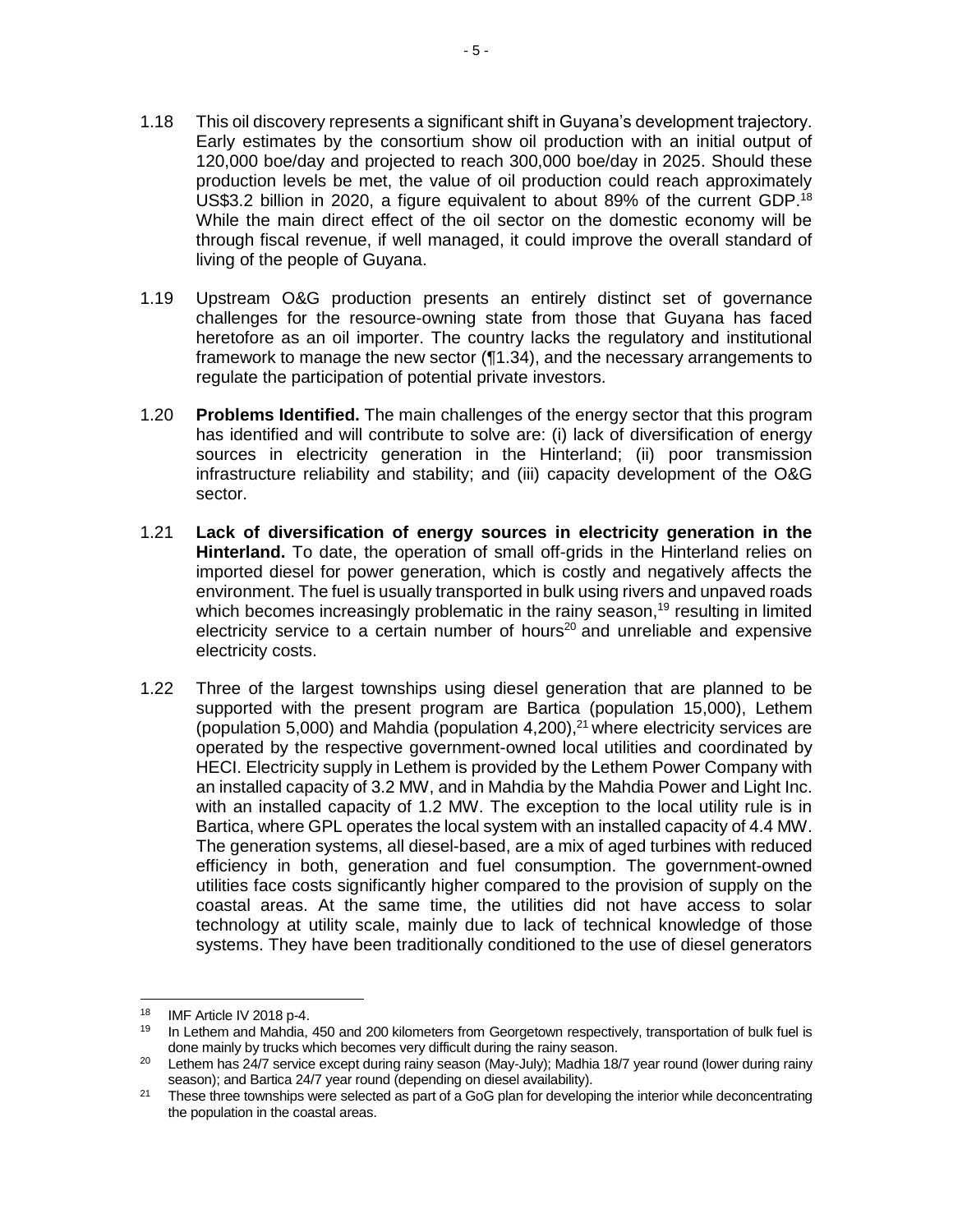1.18 This oil discovery represents a significant shift in Guyana's development trajectory. Early estimates by the consortium show oil production with an initial output of 120,000 boe/day and projected to reach 300,000 boe/day in 2025. Should these production levels be met, the value of oil production could reach approximately US$3.2 billion in 2020, a figure equivalent to about 89% of the current GDP.[18] While the main direct effect of the oil sector on the domestic economy will be through fiscal revenue, if well managed, it could improve the overall standard of living of the people of Guyana.

1.19 Upstream O&G production presents an entirely distinct set of governance challenges for the resource-owning state from those that Guyana has faced heretofore as an oil importer. The country lacks the regulatory and institutional framework to manage the new sector (¶1.34), and the necessary arrangements to regulate the participation of potential private investors.

1.20 **Problems Identified.** The main challenges of the energy sector that this program has identified and will contribute to solve are: (i) lack of diversification of energy sources in electricity generation in the Hinterland; (ii) poor transmission infrastructure reliability and stability; and (iii) capacity development of the O&G sector.

1.21 **Lack of diversification of energy sources in electricity generation in the Hinterland.** To date, the operation of small off-grids in the Hinterland relies on imported diesel for power generation, which is costly and negatively affects the environment. The fuel is usually transported in bulk using rivers and unpaved roads which becomes increasingly problematic in the rainy season,[19] resulting in limited electricity service to a certain number of hours[20] and unreliable and expensive electricity costs.

1.22 Three of the largest townships using diesel generation that are planned to be supported with the present program are Bartica (population 15,000), Lethem (population 5,000) and Mahdia (population 4,200),[21] where electricity services are operated by the respective government-owned local utilities and coordinated by HECI. Electricity supply in Lethem is provided by the Lethem Power Company with an installed capacity of 3.2 MW, and in Mahdia by the Mahdia Power and Light Inc. with an installed capacity of 1.2 MW. The exception to the local utility rule is in Bartica, where GPL operates the local system with an installed capacity of 4.4 MW. The generation systems, all diesel-based, are a mix of aged turbines with reduced efficiency in both, generation and fuel consumption. The government-owned utilities face costs significantly higher compared to the provision of supply on the coastal areas. At the same time, the utilities did not have access to solar technology at utility scale, mainly due to lack of technical knowledge of those systems. They have been traditionally conditioned to the use of diesel generators

---

[18] IMF Article IV 2018 p-4.

[19] In Lethem and Mahdia, 450 and 200 kilometers from Georgetown respectively, transportation of bulk fuel is done mainly by trucks which becomes very difficult during the rainy season.

[20] Lethem has 24/7 service except during rainy season (May-July); Madhia 18/7 year round (lower during rainy season); and Bartica 24/7 year round (depending on diesel availability).

[21] These three townships were selected as part of a GoG plan for developing the interior while deconcentrating the population in the coastal areas.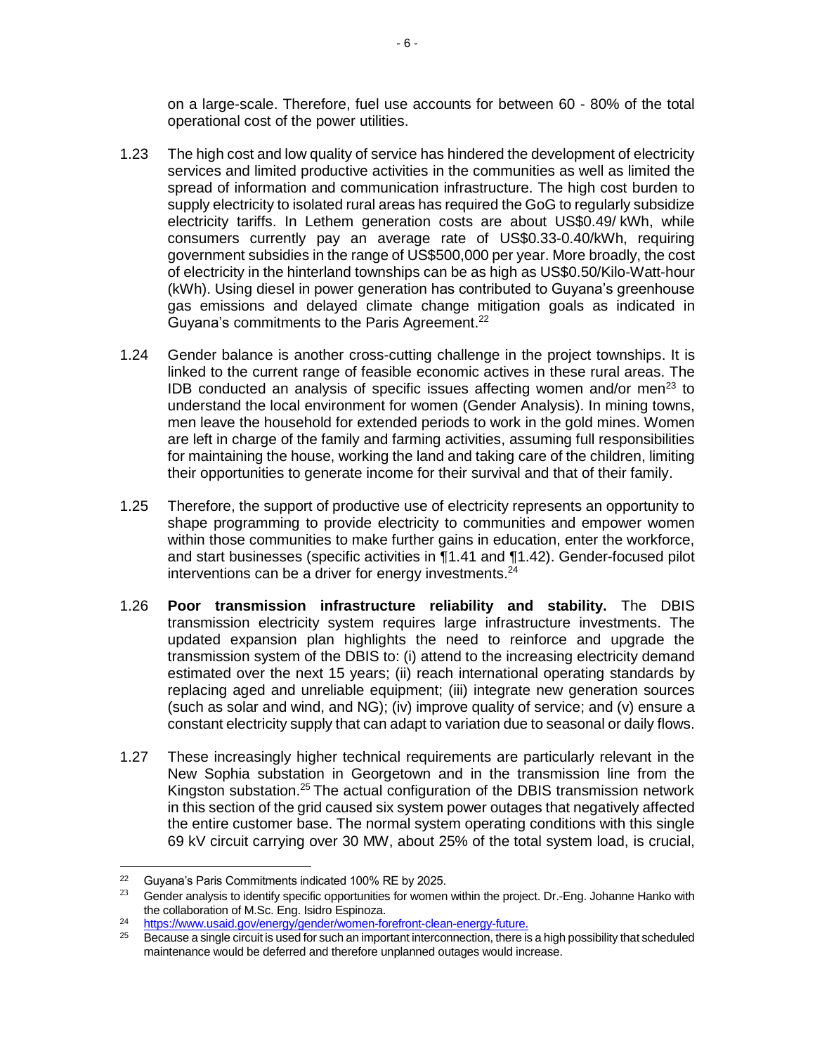on a large-scale. Therefore, fuel use accounts for between 60 - 80% of the total operational cost of the power utilities.

1.23 The high cost and low quality of service has hindered the development of electricity services and limited productive activities in the communities as well as limited the spread of information and communication infrastructure. The high cost burden to supply electricity to isolated rural areas has required the GoG to regularly subsidize electricity tariffs. In Lethem generation costs are about US$0.49/ kWh, while consumers currently pay an average rate of US$0.33-0.40/kWh, requiring government subsidies in the range of US$500,000 per year. More broadly, the cost of electricity in the hinterland townships can be as high as US$0.50/Kilo-Watt-hour (kWh). Using diesel in power generation has contributed to Guyana's greenhouse gas emissions and delayed climate change mitigation goals as indicated in Guyana's commitments to the Paris Agreement.[22]

1.24 Gender balance is another cross-cutting challenge in the project townships. It is linked to the current range of feasible economic actives in these rural areas. The IDB conducted an analysis of specific issues affecting women and/or men[23] to understand the local environment for women (Gender Analysis). In mining towns, men leave the household for extended periods to work in the gold mines. Women are left in charge of the family and farming activities, assuming full responsibilities for maintaining the house, working the land and taking care of the children, limiting their opportunities to generate income for their survival and that of their family.

1.25 Therefore, the support of productive use of electricity represents an opportunity to shape programming to provide electricity to communities and empower women within those communities to make further gains in education, enter the workforce, and start businesses (specific activities in ¶1.41 and ¶1.42). Gender-focused pilot interventions can be a driver for energy investments.[24]

1.26 **Poor transmission infrastructure reliability and stability.** The DBIS transmission electricity system requires large infrastructure investments. The updated expansion plan highlights the need to reinforce and upgrade the transmission system of the DBIS to: (i) attend to the increasing electricity demand estimated over the next 15 years; (ii) reach international operating standards by replacing aged and unreliable equipment; (iii) integrate new generation sources (such as solar and wind, and NG); (iv) improve quality of service; and (v) ensure a constant electricity supply that can adapt to variation due to seasonal or daily flows.

1.27 These increasingly higher technical requirements are particularly relevant in the New Sophia substation in Georgetown and in the transmission line from the Kingston substation.[25] The actual configuration of the DBIS transmission network in this section of the grid caused six system power outages that negatively affected the entire customer base. The normal system operating conditions with this single 69 kV circuit carrying over 30 MW, about 25% of the total system load, is crucial,

---

[22] Guyana's Paris Commitments indicated 100% RE by 2025.

[23] Gender analysis to identify specific opportunities for women within the project. Dr.-Eng. Johanne Hanko with the collaboration of M.Sc. Eng. Isidro Espinoza.

[24] https://www.usaid.gov/energy/gender/women-forefront-clean-energy-future.

[25] Because a single circuit is used for such an important interconnection, there is a high possibility that scheduled maintenance would be deferred and therefore unplanned outages would increase.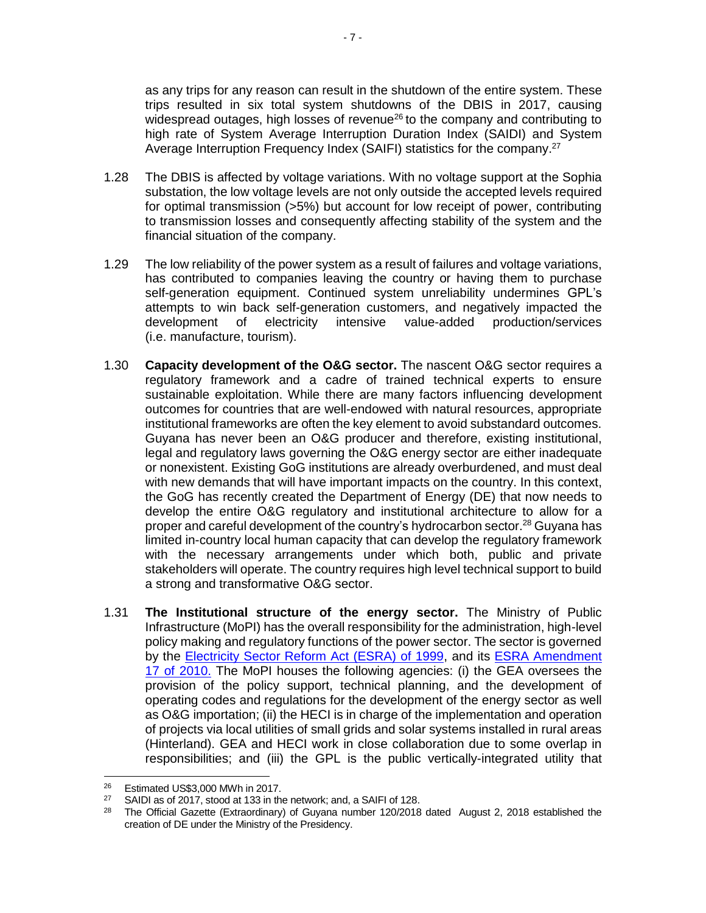as any trips for any reason can result in the shutdown of the entire system. These trips resulted in six total system shutdowns of the DBIS in 2017, causing widespread outages, high losses of revenue[26] to the company and contributing to high rate of System Average Interruption Duration Index (SAIDI) and System Average Interruption Frequency Index (SAIFI) statistics for the company.[27]

1.28 The DBIS is affected by voltage variations. With no voltage support at the Sophia substation, the low voltage levels are not only outside the accepted levels required for optimal transmission (>5%) but account for low receipt of power, contributing to transmission losses and consequently affecting stability of the system and the financial situation of the company.

1.29 The low reliability of the power system as a result of failures and voltage variations, has contributed to companies leaving the country or having them to purchase self-generation equipment. Continued system unreliability undermines GPL's attempts to win back self-generation customers, and negatively impacted the development of electricity intensive value-added production/services (i.e. manufacture, tourism).

1.30 **Capacity development of the O&G sector.** The nascent O&G sector requires a regulatory framework and a cadre of trained technical experts to ensure sustainable exploitation. While there are many factors influencing development outcomes for countries that are well-endowed with natural resources, appropriate institutional frameworks are often the key element to avoid substandard outcomes. Guyana has never been an O&G producer and therefore, existing institutional, legal and regulatory laws governing the O&G energy sector are either inadequate or nonexistent. Existing GoG institutions are already overburdened, and must deal with new demands that will have important impacts on the country. In this context, the GoG has recently created the Department of Energy (DE) that now needs to develop the entire O&G regulatory and institutional architecture to allow for a proper and careful development of the country's hydrocarbon sector.[28] Guyana has limited in-country local human capacity that can develop the regulatory framework with the necessary arrangements under which both, public and private stakeholders will operate. The country requires high level technical support to build a strong and transformative O&G sector.

1.31 **The Institutional structure of the energy sector.** The Ministry of Public Infrastructure (MoPI) has the overall responsibility for the administration, high-level policy making and regulatory functions of the power sector. The sector is governed by the Electricity Sector Reform Act (ESRA) of 1999, and its ESRA Amendment 17 of 2010. The MoPI houses the following agencies: (i) the GEA oversees the provision of the policy support, technical planning, and the development of operating codes and regulations for the development of the energy sector as well as O&G importation; (ii) the HECI is in charge of the implementation and operation of projects via local utilities of small grids and solar systems installed in rural areas (Hinterland). GEA and HECI work in close collaboration due to some overlap in responsibilities; and (iii) the GPL is the public vertically-integrated utility that

---

[26] Estimated US$3,000 MWh in 2017.

[27] SAIDI as of 2017, stood at 133 in the network; and, a SAIFI of 128.

[28] The Official Gazette (Extraordinary) of Guyana number 120/2018 dated August 2, 2018 established the creation of DE under the Ministry of the Presidency.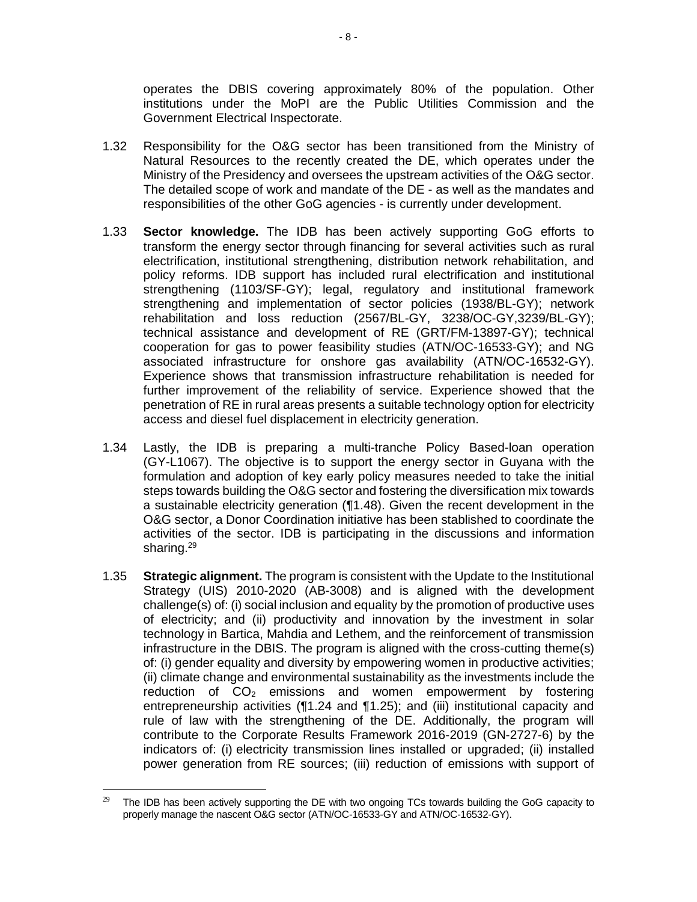operates the DBIS covering approximately 80% of the population. Other institutions under the MoPI are the Public Utilities Commission and the Government Electrical Inspectorate.

1.32 Responsibility for the O&G sector has been transitioned from the Ministry of Natural Resources to the recently created the DE, which operates under the Ministry of the Presidency and oversees the upstream activities of the O&G sector. The detailed scope of work and mandate of the DE - as well as the mandates and responsibilities of the other GoG agencies - is currently under development.

1.33 **Sector knowledge.** The IDB has been actively supporting GoG efforts to transform the energy sector through financing for several activities such as rural electrification, institutional strengthening, distribution network rehabilitation, and policy reforms. IDB support has included rural electrification and institutional strengthening (1103/SF-GY); legal, regulatory and institutional framework strengthening and implementation of sector policies (1938/BL-GY); network rehabilitation and loss reduction (2567/BL-GY, 3238/OC-GY,3239/BL-GY); technical assistance and development of RE (GRT/FM-13897-GY); technical cooperation for gas to power feasibility studies (ATN/OC-16533-GY); and NG associated infrastructure for onshore gas availability (ATN/OC-16532-GY). Experience shows that transmission infrastructure rehabilitation is needed for further improvement of the reliability of service. Experience showed that the penetration of RE in rural areas presents a suitable technology option for electricity access and diesel fuel displacement in electricity generation.

1.34 Lastly, the IDB is preparing a multi-tranche Policy Based-loan operation (GY-L1067). The objective is to support the energy sector in Guyana with the formulation and adoption of key early policy measures needed to take the initial steps towards building the O&G sector and fostering the diversification mix towards a sustainable electricity generation (¶1.48). Given the recent development in the O&G sector, a Donor Coordination initiative has been stablished to coordinate the activities of the sector. IDB is participating in the discussions and information sharing.[29]

1.35 **Strategic alignment.** The program is consistent with the Update to the Institutional Strategy (UIS) 2010-2020 (AB-3008) and is aligned with the development challenge(s) of: (i) social inclusion and equality by the promotion of productive uses of electricity; and (ii) productivity and innovation by the investment in solar technology in Bartica, Mahdia and Lethem, and the reinforcement of transmission infrastructure in the DBIS. The program is aligned with the cross-cutting theme(s) of: (i) gender equality and diversity by empowering women in productive activities; (ii) climate change and environmental sustainability as the investments include the reduction of $CO_2$ emissions and women empowerment by fostering entrepreneurship activities (¶1.24 and ¶1.25); and (iii) institutional capacity and rule of law with the strengthening of the DE. Additionally, the program will contribute to the Corporate Results Framework 2016-2019 (GN-2727-6) by the indicators of: (i) electricity transmission lines installed or upgraded; (ii) installed power generation from RE sources; (iii) reduction of emissions with support of

[29] The IDB has been actively supporting the DE with two ongoing TCs towards building the GoG capacity to properly manage the nascent O&G sector (ATN/OC-16533-GY and ATN/OC-16532-GY).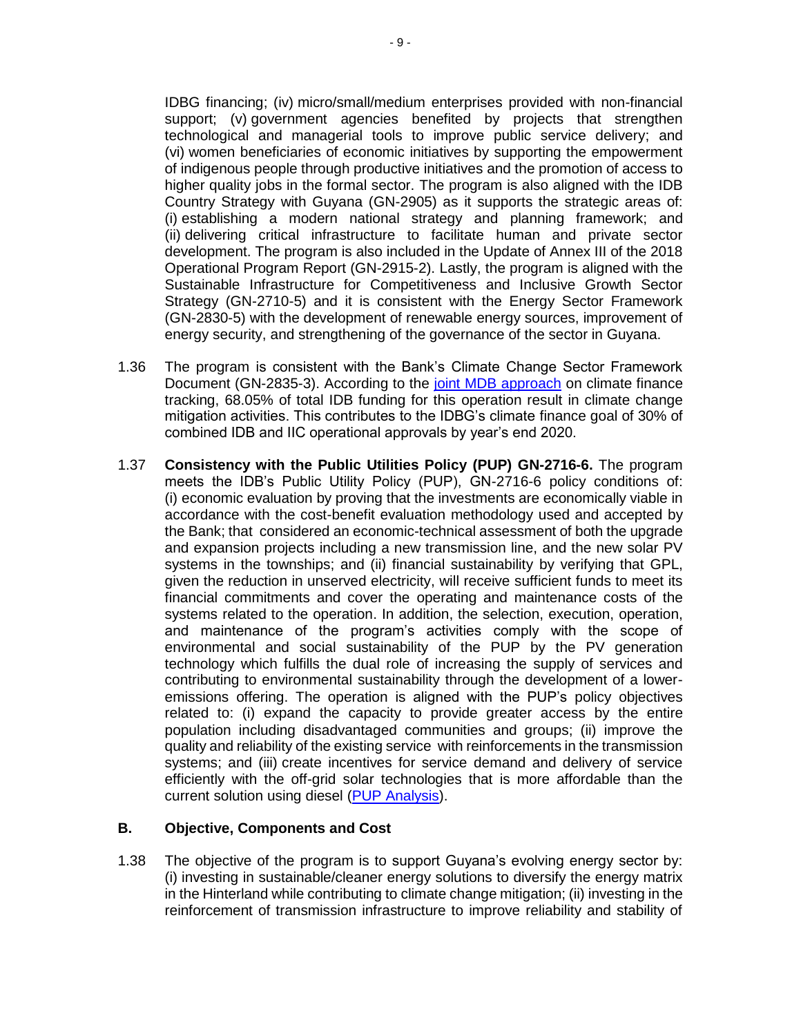IDBG financing; (iv) micro/small/medium enterprises provided with non-financial support; (v) government agencies benefited by projects that strengthen technological and managerial tools to improve public service delivery; and (vi) women beneficiaries of economic initiatives by supporting the empowerment of indigenous people through productive initiatives and the promotion of access to higher quality jobs in the formal sector. The program is also aligned with the IDB Country Strategy with Guyana (GN-2905) as it supports the strategic areas of: (i) establishing a modern national strategy and planning framework; and (ii) delivering critical infrastructure to facilitate human and private sector development. The program is also included in the Update of Annex III of the 2018 Operational Program Report (GN-2915-2). Lastly, the program is aligned with the Sustainable Infrastructure for Competitiveness and Inclusive Growth Sector Strategy (GN-2710-5) and it is consistent with the Energy Sector Framework (GN-2830-5) with the development of renewable energy sources, improvement of energy security, and strengthening of the governance of the sector in Guyana.

1.36 The program is consistent with the Bank's Climate Change Sector Framework Document (GN-2835-3). According to the joint MDB approach on climate finance tracking, 68.05% of total IDB funding for this operation result in climate change mitigation activities. This contributes to the IDBG's climate finance goal of 30% of combined IDB and IIC operational approvals by year's end 2020.

1.37 **Consistency with the Public Utilities Policy (PUP) GN-2716-6.** The program meets the IDB's Public Utility Policy (PUP), GN-2716-6 policy conditions of: (i) economic evaluation by proving that the investments are economically viable in accordance with the cost-benefit evaluation methodology used and accepted by the Bank; that considered an economic-technical assessment of both the upgrade and expansion projects including a new transmission line, and the new solar PV systems in the townships; and (ii) financial sustainability by verifying that GPL, given the reduction in unserved electricity, will receive sufficient funds to meet its financial commitments and cover the operating and maintenance costs of the systems related to the operation. In addition, the selection, execution, operation, and maintenance of the program's activities comply with the scope of environmental and social sustainability of the PUP by the PV generation technology which fulfills the dual role of increasing the supply of services and contributing to environmental sustainability through the development of a lower-emissions offering. The operation is aligned with the PUP's policy objectives related to: (i) expand the capacity to provide greater access by the entire population including disadvantaged communities and groups; (ii) improve the quality and reliability of the existing service with reinforcements in the transmission systems; and (iii) create incentives for service demand and delivery of service efficiently with the off-grid solar technologies that is more affordable than the current solution using diesel (PUP Analysis).

## B. Objective, Components and Cost

1.38 The objective of the program is to support Guyana's evolving energy sector by: (i) investing in sustainable/cleaner energy solutions to diversify the energy matrix in the Hinterland while contributing to climate change mitigation; (ii) investing in the reinforcement of transmission infrastructure to improve reliability and stability of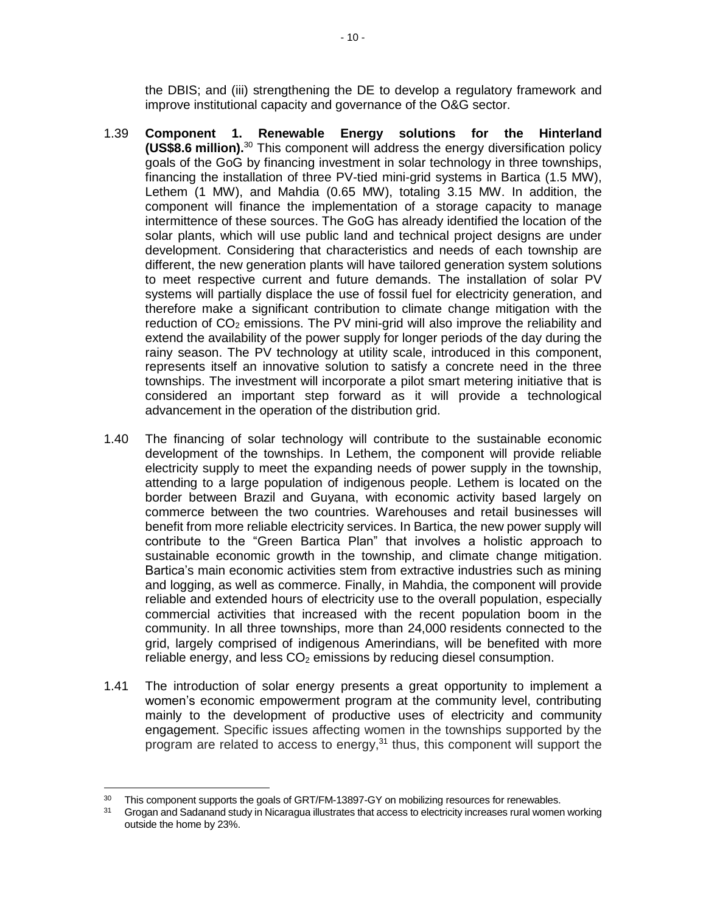the DBIS; and (iii) strengthening the DE to develop a regulatory framework and improve institutional capacity and governance of the O&G sector.

1.39 **Component 1. Renewable Energy solutions for the Hinterland (US$8.6 million).**[30] This component will address the energy diversification policy goals of the GoG by financing investment in solar technology in three townships, financing the installation of three PV-tied mini-grid systems in Bartica (1.5 MW), Lethem (1 MW), and Mahdia (0.65 MW), totaling 3.15 MW. In addition, the component will finance the implementation of a storage capacity to manage intermittence of these sources. The GoG has already identified the location of the solar plants, which will use public land and technical project designs are under development. Considering that characteristics and needs of each township are different, the new generation plants will have tailored generation system solutions to meet respective current and future demands. The installation of solar PV systems will partially displace the use of fossil fuel for electricity generation, and therefore make a significant contribution to climate change mitigation with the reduction of $CO_2$ emissions. The PV mini-grid will also improve the reliability and extend the availability of the power supply for longer periods of the day during the rainy season. The PV technology at utility scale, introduced in this component, represents itself an innovative solution to satisfy a concrete need in the three townships. The investment will incorporate a pilot smart metering initiative that is considered an important step forward as it will provide a technological advancement in the operation of the distribution grid.

1.40 The financing of solar technology will contribute to the sustainable economic development of the townships. In Lethem, the component will provide reliable electricity supply to meet the expanding needs of power supply in the township, attending to a large population of indigenous people. Lethem is located on the border between Brazil and Guyana, with economic activity based largely on commerce between the two countries. Warehouses and retail businesses will benefit from more reliable electricity services. In Bartica, the new power supply will contribute to the "Green Bartica Plan" that involves a holistic approach to sustainable economic growth in the township, and climate change mitigation. Bartica's main economic activities stem from extractive industries such as mining and logging, as well as commerce. Finally, in Mahdia, the component will provide reliable and extended hours of electricity use to the overall population, especially commercial activities that increased with the recent population boom in the community. In all three townships, more than 24,000 residents connected to the grid, largely comprised of indigenous Amerindians, will be benefited with more reliable energy, and less $CO_2$ emissions by reducing diesel consumption.

1.41 The introduction of solar energy presents a great opportunity to implement a women's economic empowerment program at the community level, contributing mainly to the development of productive uses of electricity and community engagement. Specific issues affecting women in the townships supported by the program are related to access to energy,[31] thus, this component will support the

---

[30] This component supports the goals of GRT/FM-13897-GY on mobilizing resources for renewables.

[31] Grogan and Sadanand study in Nicaragua illustrates that access to electricity increases rural women working outside the home by 23%.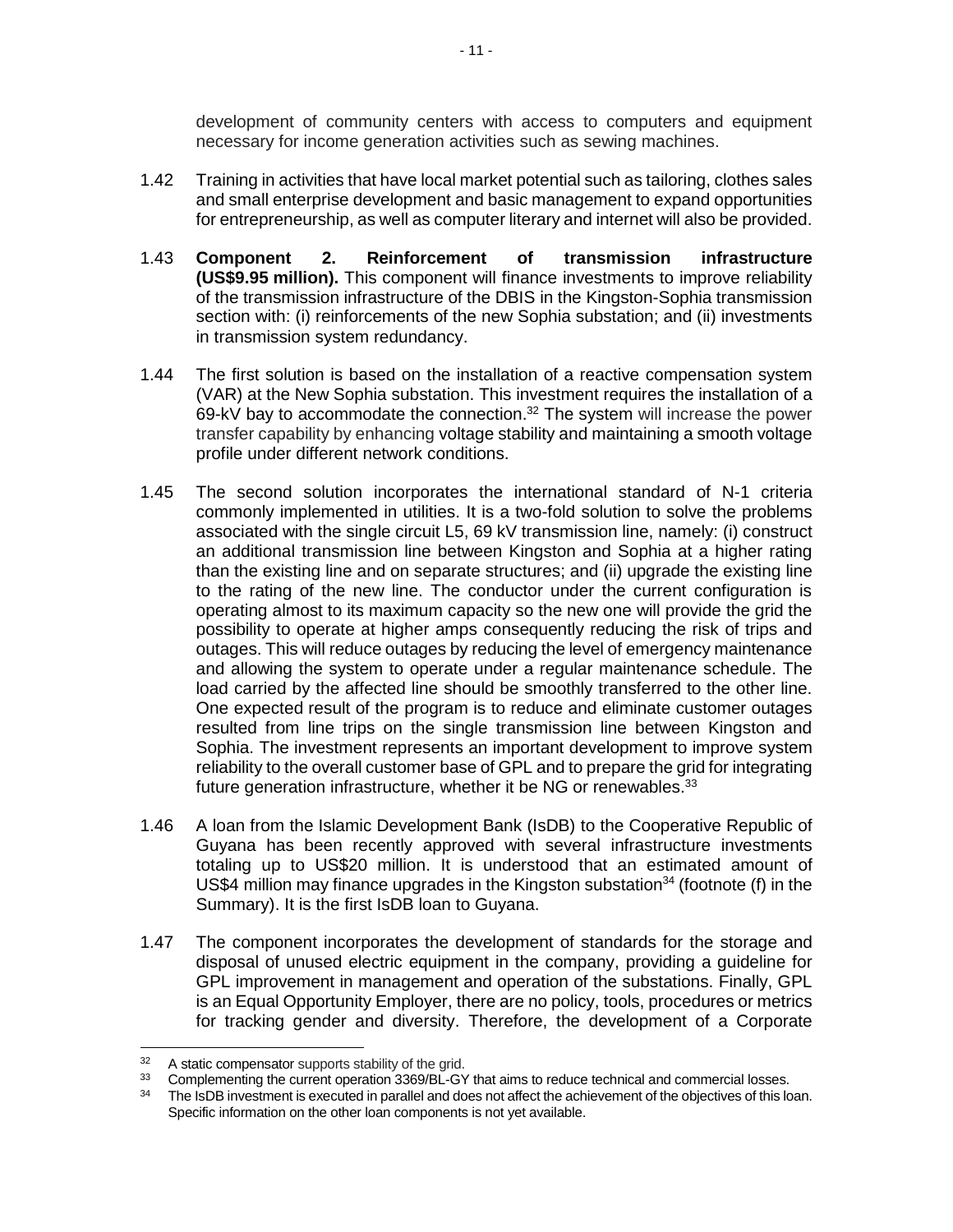development of community centers with access to computers and equipment necessary for income generation activities such as sewing machines.

1.42 Training in activities that have local market potential such as tailoring, clothes sales and small enterprise development and basic management to expand opportunities for entrepreneurship, as well as computer literary and internet will also be provided.

1.43 **Component 2. Reinforcement of transmission infrastructure (US$9.95 million).** This component will finance investments to improve reliability of the transmission infrastructure of the DBIS in the Kingston-Sophia transmission section with: (i) reinforcements of the new Sophia substation; and (ii) investments in transmission system redundancy.

1.44 The first solution is based on the installation of a reactive compensation system (VAR) at the New Sophia substation. This investment requires the installation of a 69-kV bay to accommodate the connection.[32] The system will increase the power transfer capability by enhancing voltage stability and maintaining a smooth voltage profile under different network conditions.

1.45 The second solution incorporates the international standard of N-1 criteria commonly implemented in utilities. It is a two-fold solution to solve the problems associated with the single circuit L5, 69 kV transmission line, namely: (i) construct an additional transmission line between Kingston and Sophia at a higher rating than the existing line and on separate structures; and (ii) upgrade the existing line to the rating of the new line. The conductor under the current configuration is operating almost to its maximum capacity so the new one will provide the grid the possibility to operate at higher amps consequently reducing the risk of trips and outages. This will reduce outages by reducing the level of emergency maintenance and allowing the system to operate under a regular maintenance schedule. The load carried by the affected line should be smoothly transferred to the other line. One expected result of the program is to reduce and eliminate customer outages resulted from line trips on the single transmission line between Kingston and Sophia. The investment represents an important development to improve system reliability to the overall customer base of GPL and to prepare the grid for integrating future generation infrastructure, whether it be NG or renewables.[33]

1.46 A loan from the Islamic Development Bank (IsDB) to the Cooperative Republic of Guyana has been recently approved with several infrastructure investments totaling up to US$20 million. It is understood that an estimated amount of US$4 million may finance upgrades in the Kingston substation[34] (footnote (f) in the Summary). It is the first IsDB loan to Guyana.

1.47 The component incorporates the development of standards for the storage and disposal of unused electric equipment in the company, providing a guideline for GPL improvement in management and operation of the substations. Finally, GPL is an Equal Opportunity Employer, there are no policy, tools, procedures or metrics for tracking gender and diversity. Therefore, the development of a Corporate

---

[32] A static compensator supports stability of the grid.

[33] Complementing the current operation 3369/BL-GY that aims to reduce technical and commercial losses.

[34] The IsDB investment is executed in parallel and does not affect the achievement of the objectives of this loan. Specific information on the other loan components is not yet available.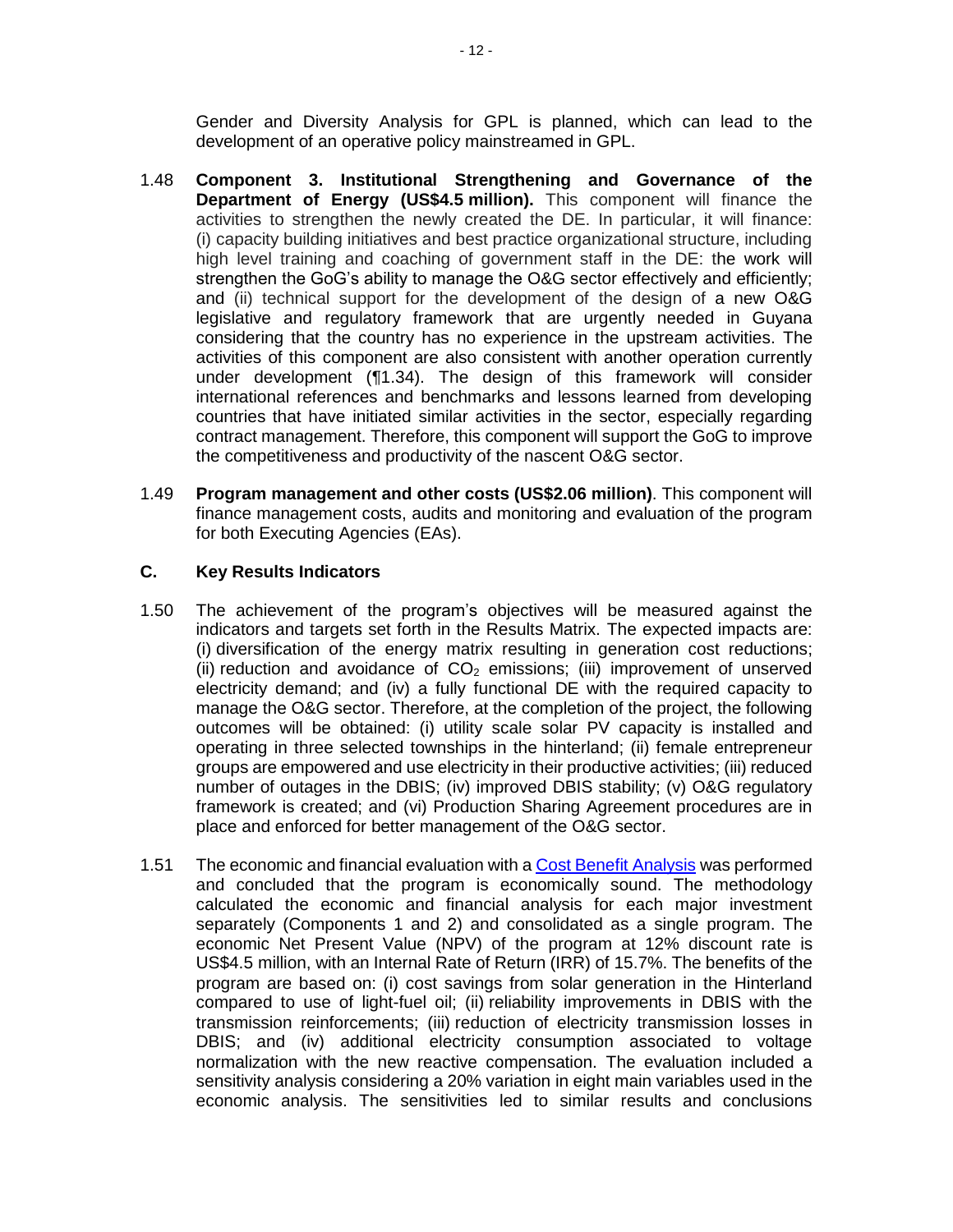Gender and Diversity Analysis for GPL is planned, which can lead to the development of an operative policy mainstreamed in GPL.

1.48 **Component 3. Institutional Strengthening and Governance of the Department of Energy (US$4.5 million).** This component will finance the activities to strengthen the newly created the DE. In particular, it will finance: (i) capacity building initiatives and best practice organizational structure, including high level training and coaching of government staff in the DE: the work will strengthen the GoG's ability to manage the O&G sector effectively and efficiently; and (ii) technical support for the development of the design of a new O&G legislative and regulatory framework that are urgently needed in Guyana considering that the country has no experience in the upstream activities. The activities of this component are also consistent with another operation currently under development (¶1.34). The design of this framework will consider international references and benchmarks and lessons learned from developing countries that have initiated similar activities in the sector, especially regarding contract management. Therefore, this component will support the GoG to improve the competitiveness and productivity of the nascent O&G sector.

1.49 **Program management and other costs (US$2.06 million)**. This component will finance management costs, audits and monitoring and evaluation of the program for both Executing Agencies (EAs).

## C. Key Results Indicators

1.50 The achievement of the program's objectives will be measured against the indicators and targets set forth in the Results Matrix. The expected impacts are: (i) diversification of the energy matrix resulting in generation cost reductions; (ii) reduction and avoidance of $CO_2$ emissions; (iii) improvement of unserved electricity demand; and (iv) a fully functional DE with the required capacity to manage the O&G sector. Therefore, at the completion of the project, the following outcomes will be obtained: (i) utility scale solar PV capacity is installed and operating in three selected townships in the hinterland; (ii) female entrepreneur groups are empowered and use electricity in their productive activities; (iii) reduced number of outages in the DBIS; (iv) improved DBIS stability; (v) O&G regulatory framework is created; and (vi) Production Sharing Agreement procedures are in place and enforced for better management of the O&G sector.

1.51 The economic and financial evaluation with a Cost Benefit Analysis was performed and concluded that the program is economically sound. The methodology calculated the economic and financial analysis for each major investment separately (Components 1 and 2) and consolidated as a single program. The economic Net Present Value (NPV) of the program at 12% discount rate is US$4.5 million, with an Internal Rate of Return (IRR) of 15.7%. The benefits of the program are based on: (i) cost savings from solar generation in the Hinterland compared to use of light-fuel oil; (ii) reliability improvements in DBIS with the transmission reinforcements; (iii) reduction of electricity transmission losses in DBIS; and (iv) additional electricity consumption associated to voltage normalization with the new reactive compensation. The evaluation included a sensitivity analysis considering a 20% variation in eight main variables used in the economic analysis. The sensitivities led to similar results and conclusions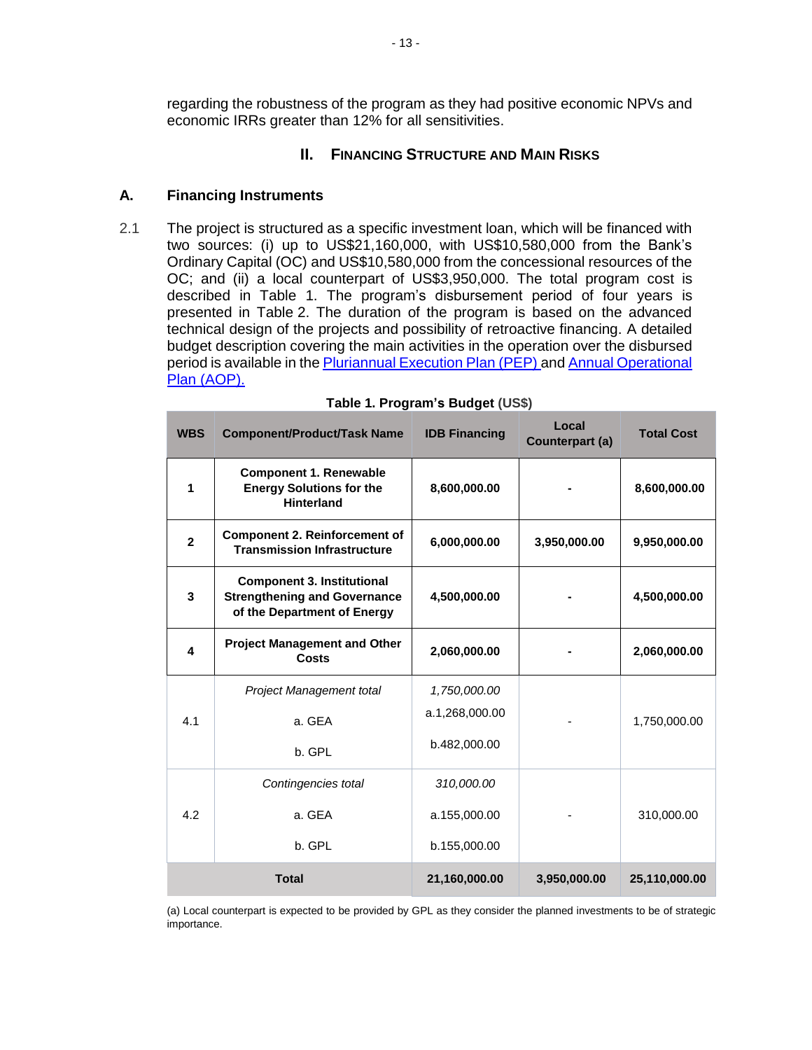regarding the robustness of the program as they had positive economic NPVs and economic IRRs greater than 12% for all sensitivities.

## II. Financing Structure and Main Risks

### A. Financing Instruments

2.1 The project is structured as a specific investment loan, which will be financed with two sources: (i) up to US$21,160,000, with US$10,580,000 from the Bank's Ordinary Capital (OC) and US$10,580,000 from the concessional resources of the OC; and (ii) a local counterpart of US$3,950,000. The total program cost is described in Table 1. The program's disbursement period of four years is presented in Table 2. The duration of the program is based on the advanced technical design of the projects and possibility of retroactive financing. A detailed budget description covering the main activities in the operation over the disbursed period is available in the Pluriannual Execution Plan (PEP) and Annual Operational Plan (AOP).

**Table 1. Program's Budget (US$)**

| WBS | Component/Product/Task Name | IDB Financing | Local Counterpart (a) | Total Cost |
|---|---|---|---|---|
| **1** | **Component 1. Renewable Energy Solutions for the Hinterland** | **8,600,000.00** | **-** | **8,600,000.00** |
| **2** | **Component 2. Reinforcement of Transmission Infrastructure** | **6,000,000.00** | **3,950,000.00** | **9,950,000.00** |
| **3** | **Component 3. Institutional Strengthening and Governance of the Department of Energy** | **4,500,000.00** | **-** | **4,500,000.00** |
| **4** | **Project Management and Other Costs** | **2,060,000.00** | **-** | **2,060,000.00** |
| 4.1 | *Project Management total*<br>a. GEA<br>b. GPL | *1,750,000.00*<br>a.1,268,000.00<br>b.482,000.00 | - | 1,750,000.00 |
| 4.2 | *Contingencies total*<br>a. GEA<br>b. GPL | *310,000.00*<br>a.155,000.00<br>b.155,000.00 | - | 310,000.00 |
| **Total** | | **21,160,000.00** | **3,950,000.00** | **25,110,000.00** |

(a) Local counterpart is expected to be provided by GPL as they consider the planned investments to be of strategic importance.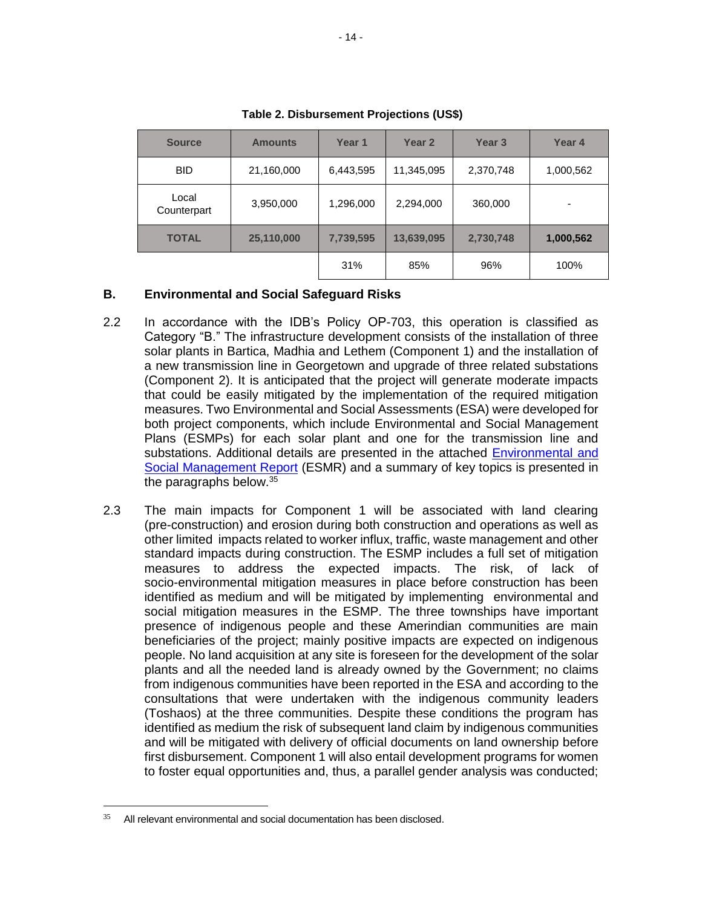**Table 2. Disbursement Projections (US$)**

| Source | Amounts | Year 1 | Year 2 | Year 3 | Year 4 |
|---|---|---|---|---|---|
| BID | 21,160,000 | 6,443,595 | 11,345,095 | 2,370,748 | 1,000,562 |
| Local Counterpart | 3,950,000 | 1,296,000 | 2,294,000 | 360,000 | - |
| **TOTAL** | **25,110,000** | **7,739,595** | **13,639,095** | **2,730,748** | **1,000,562** |
| | | 31% | 85% | 96% | 100% |

## B. Environmental and Social Safeguard Risks

2.2 In accordance with the IDB's Policy OP-703, this operation is classified as Category "B." The infrastructure development consists of the installation of three solar plants in Bartica, Madhia and Lethem (Component 1) and the installation of a new transmission line in Georgetown and upgrade of three related substations (Component 2). It is anticipated that the project will generate moderate impacts that could be easily mitigated by the implementation of the required mitigation measures. Two Environmental and Social Assessments (ESA) were developed for both project components, which include Environmental and Social Management Plans (ESMPs) for each solar plant and one for the transmission line and substations. Additional details are presented in the attached Environmental and Social Management Report (ESMR) and a summary of key topics is presented in the paragraphs below.[35]

2.3 The main impacts for Component 1 will be associated with land clearing (pre-construction) and erosion during both construction and operations as well as other limited impacts related to worker influx, traffic, waste management and other standard impacts during construction. The ESMP includes a full set of mitigation measures to address the expected impacts. The risk, of lack of socio-environmental mitigation measures in place before construction has been identified as medium and will be mitigated by implementing environmental and social mitigation measures in the ESMP. The three townships have important presence of indigenous people and these Amerindian communities are main beneficiaries of the project; mainly positive impacts are expected on indigenous people. No land acquisition at any site is foreseen for the development of the solar plants and all the needed land is already owned by the Government; no claims from indigenous communities have been reported in the ESA and according to the consultations that were undertaken with the indigenous community leaders (Toshaos) at the three communities. Despite these conditions the program has identified as medium the risk of subsequent land claim by indigenous communities and will be mitigated with delivery of official documents on land ownership before first disbursement. Component 1 will also entail development programs for women to foster equal opportunities and, thus, a parallel gender analysis was conducted;

[35] All relevant environmental and social documentation has been disclosed.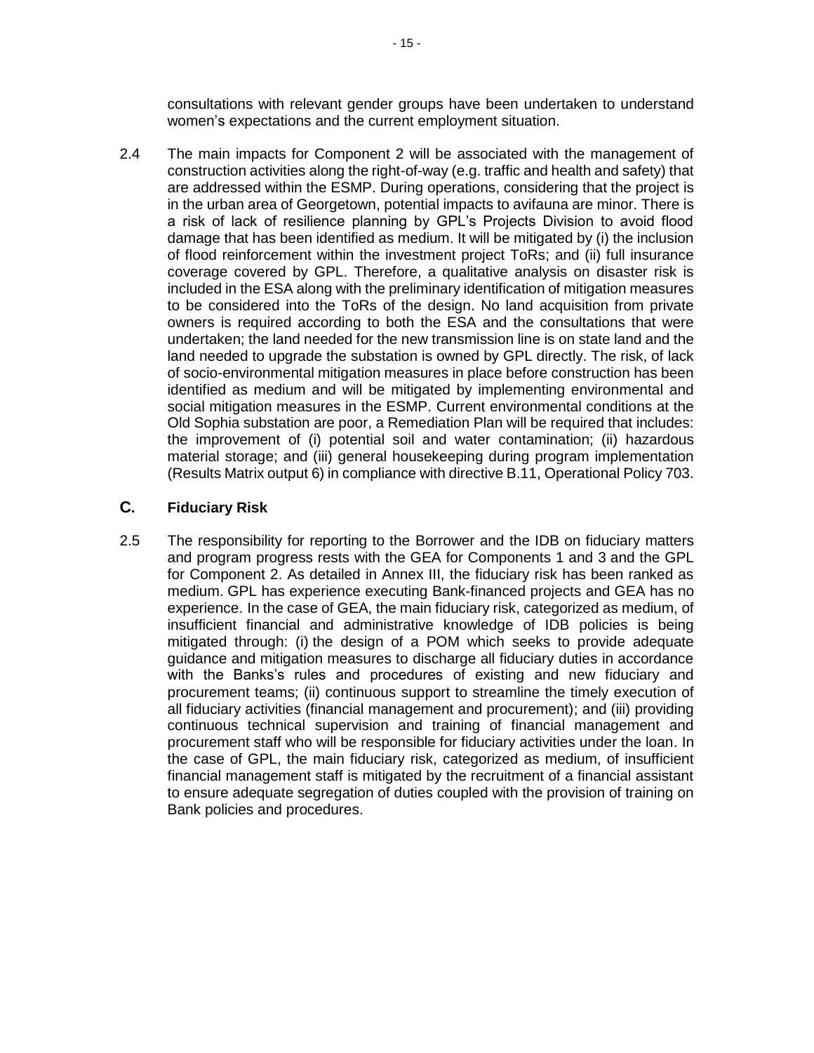consultations with relevant gender groups have been undertaken to understand women's expectations and the current employment situation.

2.4 The main impacts for Component 2 will be associated with the management of construction activities along the right-of-way (e.g. traffic and health and safety) that are addressed within the ESMP. During operations, considering that the project is in the urban area of Georgetown, potential impacts to avifauna are minor. There is a risk of lack of resilience planning by GPL's Projects Division to avoid flood damage that has been identified as medium. It will be mitigated by (i) the inclusion of flood reinforcement within the investment project ToRs; and (ii) full insurance coverage covered by GPL. Therefore, a qualitative analysis on disaster risk is included in the ESA along with the preliminary identification of mitigation measures to be considered into the ToRs of the design. No land acquisition from private owners is required according to both the ESA and the consultations that were undertaken; the land needed for the new transmission line is on state land and the land needed to upgrade the substation is owned by GPL directly. The risk, of lack of socio-environmental mitigation measures in place before construction has been identified as medium and will be mitigated by implementing environmental and social mitigation measures in the ESMP. Current environmental conditions at the Old Sophia substation are poor, a Remediation Plan will be required that includes: the improvement of (i) potential soil and water contamination; (ii) hazardous material storage; and (iii) general housekeeping during program implementation (Results Matrix output 6) in compliance with directive B.11, Operational Policy 703.

## C. Fiduciary Risk

2.5 The responsibility for reporting to the Borrower and the IDB on fiduciary matters and program progress rests with the GEA for Components 1 and 3 and the GPL for Component 2. As detailed in Annex III, the fiduciary risk has been ranked as medium. GPL has experience executing Bank-financed projects and GEA has no experience. In the case of GEA, the main fiduciary risk, categorized as medium, of insufficient financial and administrative knowledge of IDB policies is being mitigated through: (i) the design of a POM which seeks to provide adequate guidance and mitigation measures to discharge all fiduciary duties in accordance with the Banks's rules and procedures of existing and new fiduciary and procurement teams; (ii) continuous support to streamline the timely execution of all fiduciary activities (financial management and procurement); and (iii) providing continuous technical supervision and training of financial management and procurement staff who will be responsible for fiduciary activities under the loan. In the case of GPL, the main fiduciary risk, categorized as medium, of insufficient financial management staff is mitigated by the recruitment of a financial assistant to ensure adequate segregation of duties coupled with the provision of training on Bank policies and procedures.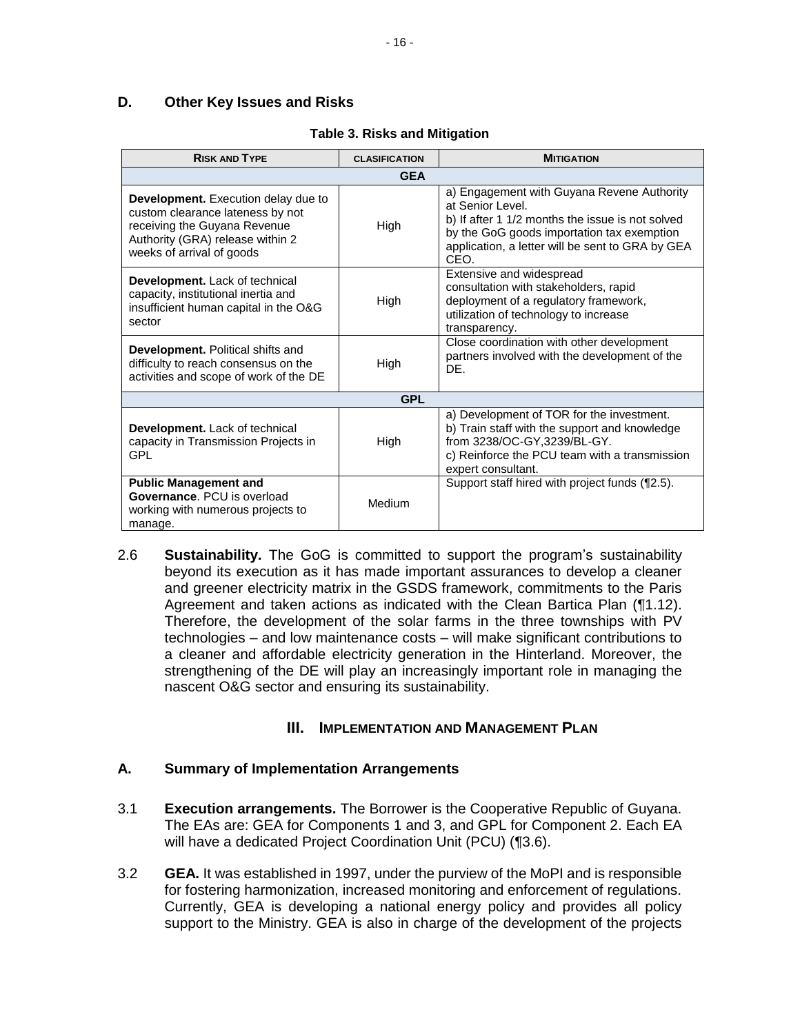## D. Other Key Issues and Risks

**Table 3. Risks and Mitigation**

| RISK AND TYPE | CLASIFICATION | MITIGATION |
|---|---|---|
| **GEA** | | |
| **Development.** Execution delay due to custom clearance lateness by not receiving the Guyana Revenue Authority (GRA) release within 2 weeks of arrival of goods | High | a) Engagement with Guyana Revene Authority at Senior Level. b) If after 1 1/2 months the issue is not solved by the GoG goods importation tax exemption application, a letter will be sent to GRA by GEA CEO. |
| **Development.** Lack of technical capacity, institutional inertia and insufficient human capital in the O&G sector | High | Extensive and widespread consultation with stakeholders, rapid deployment of a regulatory framework, utilization of technology to increase transparency. |
| **Development.** Political shifts and difficulty to reach consensus on the activities and scope of work of the DE | High | Close coordination with other development partners involved with the development of the DE. |
| **GPL** | | |
| **Development.** Lack of technical capacity in Transmission Projects in GPL | High | a) Development of TOR for the investment. b) Train staff with the support and knowledge from 3238/OC-GY,3239/BL-GY. c) Reinforce the PCU team with a transmission expert consultant. |
| **Public Management and Governance**. PCU is overload working with numerous projects to manage. | Medium | Support staff hired with project funds (¶2.5). |

2.6 **Sustainability.** The GoG is committed to support the program's sustainability beyond its execution as it has made important assurances to develop a cleaner and greener electricity matrix in the GSDS framework, commitments to the Paris Agreement and taken actions as indicated with the Clean Bartica Plan (¶1.12). Therefore, the development of the solar farms in the three townships with PV technologies – and low maintenance costs – will make significant contributions to a cleaner and affordable electricity generation in the Hinterland. Moreover, the strengthening of the DE will play an increasingly important role in managing the nascent O&G sector and ensuring its sustainability.

# III. IMPLEMENTATION AND MANAGEMENT PLAN

## A. Summary of Implementation Arrangements

3.1 **Execution arrangements.** The Borrower is the Cooperative Republic of Guyana. The EAs are: GEA for Components 1 and 3, and GPL for Component 2. Each EA will have a dedicated Project Coordination Unit (PCU) (¶3.6).

3.2 **GEA.** It was established in 1997, under the purview of the MoPI and is responsible for fostering harmonization, increased monitoring and enforcement of regulations. Currently, GEA is developing a national energy policy and provides all policy support to the Ministry. GEA is also in charge of the development of the projects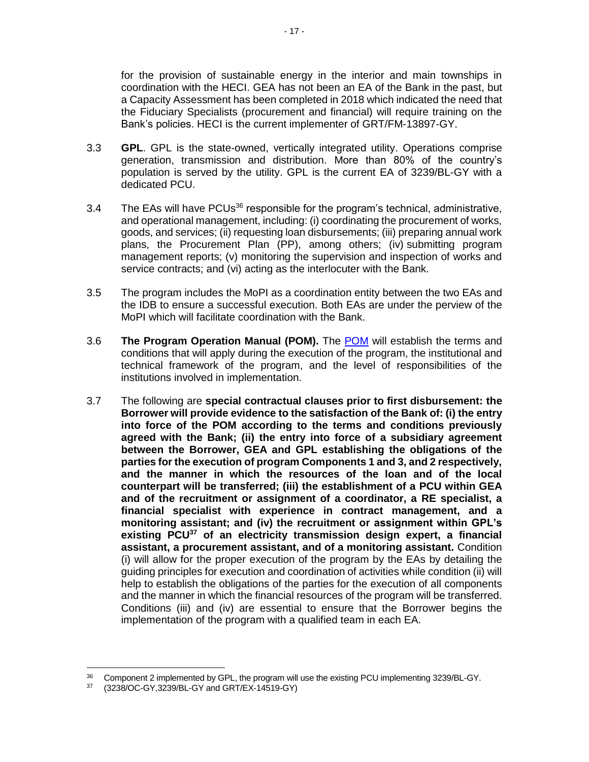for the provision of sustainable energy in the interior and main townships in coordination with the HECI. GEA has not been an EA of the Bank in the past, but a Capacity Assessment has been completed in 2018 which indicated the need that the Fiduciary Specialists (procurement and financial) will require training on the Bank's policies. HECI is the current implementer of GRT/FM-13897-GY.

3.3 **GPL**. GPL is the state-owned, vertically integrated utility. Operations comprise generation, transmission and distribution. More than 80% of the country's population is served by the utility. GPL is the current EA of 3239/BL-GY with a dedicated PCU.

3.4 The EAs will have PCUs[36] responsible for the program's technical, administrative, and operational management, including: (i) coordinating the procurement of works, goods, and services; (ii) requesting loan disbursements; (iii) preparing annual work plans, the Procurement Plan (PP), among others; (iv) submitting program management reports; (v) monitoring the supervision and inspection of works and service contracts; and (vi) acting as the interlocuter with the Bank.

3.5 The program includes the MoPI as a coordination entity between the two EAs and the IDB to ensure a successful execution. Both EAs are under the perview of the MoPI which will facilitate coordination with the Bank.

3.6 **The Program Operation Manual (POM).** The POM will establish the terms and conditions that will apply during the execution of the program, the institutional and technical framework of the program, and the level of responsibilities of the institutions involved in implementation.

3.7 The following are **special contractual clauses prior to first disbursement: the Borrower will provide evidence to the satisfaction of the Bank of: (i) the entry into force of the POM according to the terms and conditions previously agreed with the Bank; (ii) the entry into force of a subsidiary agreement between the Borrower, GEA and GPL establishing the obligations of the parties for the execution of program Components 1 and 3, and 2 respectively, and the manner in which the resources of the loan and of the local counterpart will be transferred; (iii) the establishment of a PCU within GEA and of the recruitment or assignment of a coordinator, a RE specialist, a financial specialist with experience in contract management, and a monitoring assistant; and (iv) the recruitment or assignment within GPL's existing PCU[37] of an electricity transmission design expert, a financial assistant, a procurement assistant, and of a monitoring assistant.** Condition (i) will allow for the proper execution of the program by the EAs by detailing the guiding principles for execution and coordination of activities while condition (ii) will help to establish the obligations of the parties for the execution of all components and the manner in which the financial resources of the program will be transferred. Conditions (iii) and (iv) are essential to ensure that the Borrower begins the implementation of the program with a qualified team in each EA.

[36] Component 2 implemented by GPL, the program will use the existing PCU implementing 3239/BL-GY.

[37] (3238/OC-GY,3239/BL-GY and GRT/EX-14519-GY)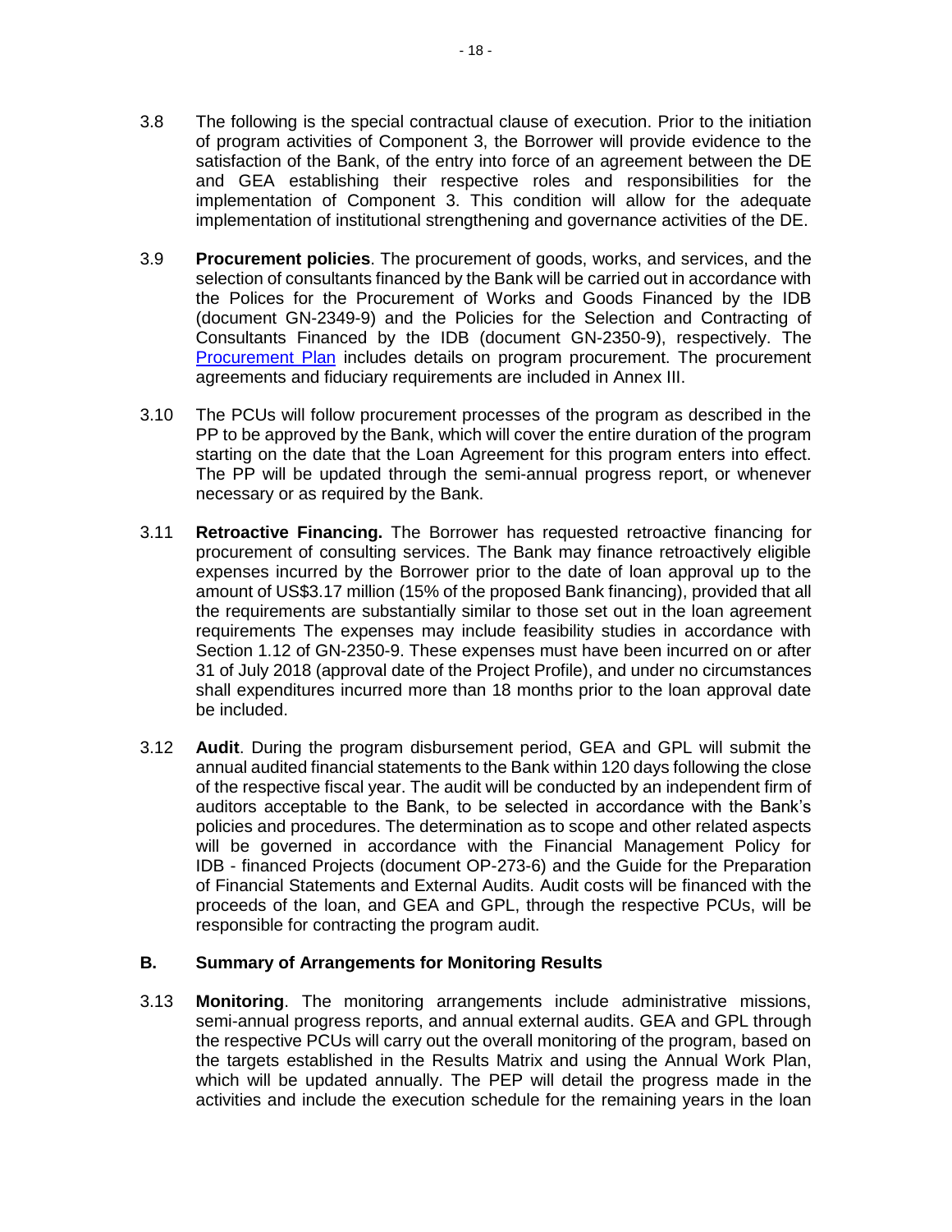3.8 The following is the special contractual clause of execution. Prior to the initiation of program activities of Component 3, the Borrower will provide evidence to the satisfaction of the Bank, of the entry into force of an agreement between the DE and GEA establishing their respective roles and responsibilities for the implementation of Component 3. This condition will allow for the adequate implementation of institutional strengthening and governance activities of the DE.

3.9 **Procurement policies**. The procurement of goods, works, and services, and the selection of consultants financed by the Bank will be carried out in accordance with the Polices for the Procurement of Works and Goods Financed by the IDB (document GN-2349-9) and the Policies for the Selection and Contracting of Consultants Financed by the IDB (document GN-2350-9), respectively. The Procurement Plan includes details on program procurement. The procurement agreements and fiduciary requirements are included in Annex III.

3.10 The PCUs will follow procurement processes of the program as described in the PP to be approved by the Bank, which will cover the entire duration of the program starting on the date that the Loan Agreement for this program enters into effect. The PP will be updated through the semi-annual progress report, or whenever necessary or as required by the Bank.

3.11 **Retroactive Financing.** The Borrower has requested retroactive financing for procurement of consulting services. The Bank may finance retroactively eligible expenses incurred by the Borrower prior to the date of loan approval up to the amount of US$3.17 million (15% of the proposed Bank financing), provided that all the requirements are substantially similar to those set out in the loan agreement requirements The expenses may include feasibility studies in accordance with Section 1.12 of GN-2350-9. These expenses must have been incurred on or after 31 of July 2018 (approval date of the Project Profile), and under no circumstances shall expenditures incurred more than 18 months prior to the loan approval date be included.

3.12 **Audit**. During the program disbursement period, GEA and GPL will submit the annual audited financial statements to the Bank within 120 days following the close of the respective fiscal year. The audit will be conducted by an independent firm of auditors acceptable to the Bank, to be selected in accordance with the Bank's policies and procedures. The determination as to scope and other related aspects will be governed in accordance with the Financial Management Policy for IDB - financed Projects (document OP-273-6) and the Guide for the Preparation of Financial Statements and External Audits. Audit costs will be financed with the proceeds of the loan, and GEA and GPL, through the respective PCUs, will be responsible for contracting the program audit.

### B. Summary of Arrangements for Monitoring Results

3.13 **Monitoring**. The monitoring arrangements include administrative missions, semi-annual progress reports, and annual external audits. GEA and GPL through the respective PCUs will carry out the overall monitoring of the program, based on the targets established in the Results Matrix and using the Annual Work Plan, which will be updated annually. The PEP will detail the progress made in the activities and include the execution schedule for the remaining years in the loan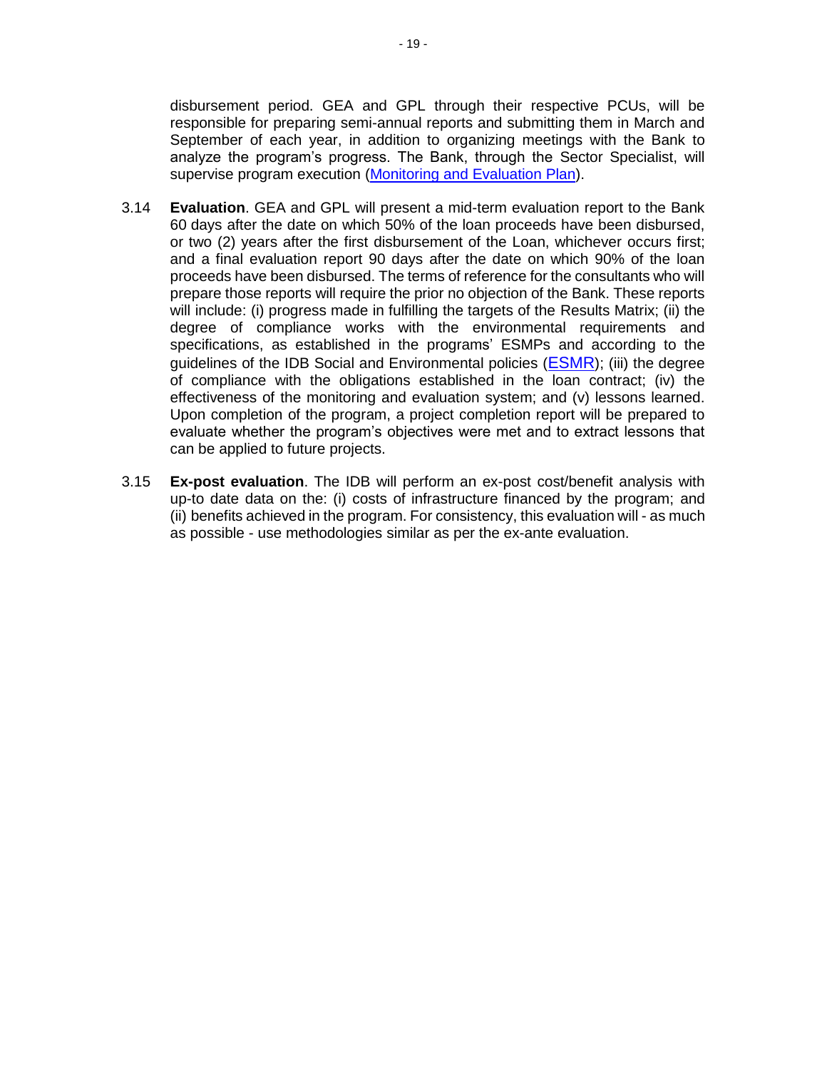disbursement period. GEA and GPL through their respective PCUs, will be responsible for preparing semi-annual reports and submitting them in March and September of each year, in addition to organizing meetings with the Bank to analyze the program's progress. The Bank, through the Sector Specialist, will supervise program execution (Monitoring and Evaluation Plan).

3.14 **Evaluation**. GEA and GPL will present a mid-term evaluation report to the Bank 60 days after the date on which 50% of the loan proceeds have been disbursed, or two (2) years after the first disbursement of the Loan, whichever occurs first; and a final evaluation report 90 days after the date on which 90% of the loan proceeds have been disbursed. The terms of reference for the consultants who will prepare those reports will require the prior no objection of the Bank. These reports will include: (i) progress made in fulfilling the targets of the Results Matrix; (ii) the degree of compliance works with the environmental requirements and specifications, as established in the programs' ESMPs and according to the guidelines of the IDB Social and Environmental policies (ESMR); (iii) the degree of compliance with the obligations established in the loan contract; (iv) the effectiveness of the monitoring and evaluation system; and (v) lessons learned. Upon completion of the program, a project completion report will be prepared to evaluate whether the program's objectives were met and to extract lessons that can be applied to future projects.

3.15 **Ex-post evaluation**. The IDB will perform an ex-post cost/benefit analysis with up-to date data on the: (i) costs of infrastructure financed by the program; and (ii) benefits achieved in the program. For consistency, this evaluation will - as much as possible - use methodologies similar as per the ex-ante evaluation.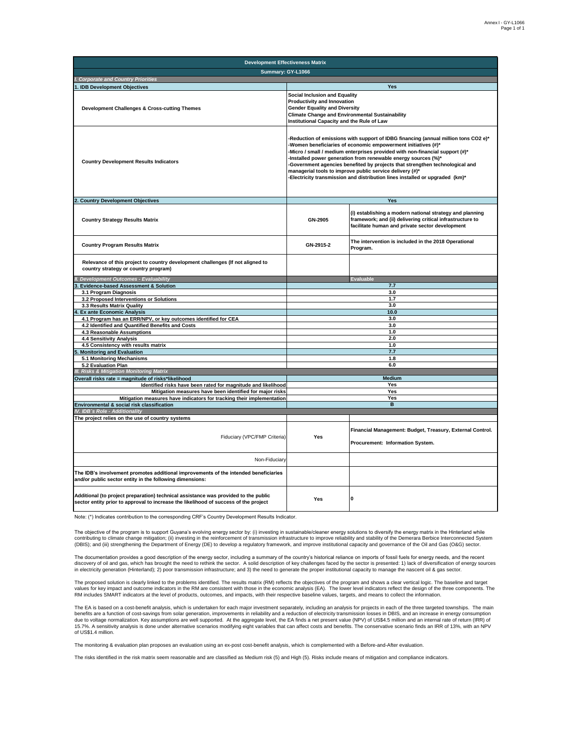| Development Effectiveness Matrix | | |
|---|---|---|
| **Summary: GY-L1066** | | |
| *I. Corporate and Country Priorities* | | |
| **1. IDB Development Objectives** | **Yes** | |
| **Development Challenges & Cross-cutting Themes** | **Social Inclusion and Equality**<br>**Productivity and Innovation**<br>**Gender Equality and Diversity**<br>**Climate Change and Environmental Sustainability**<br>**Institutional Capacity and the Rule of Law** | |
| **Country Development Results Indicators** | **-Reduction of emissions with support of IDBG financing (annual million tons CO2 e)\***<br>**-Women beneficiaries of economic empowerment initiatives (#)\***<br>**-Micro / small / medium enterprises provided with non-financial support (#)\***<br>**-Installed power generation from renewable energy sources (%)\***<br>**-Government agencies benefited by projects that strengthen technological and managerial tools to improve public service delivery (#)\***<br>**-Electricity transmission and distribution lines installed or upgraded (km)\*** | |
| **2. Country Development Objectives** | **Yes** | |
| **Country Strategy Results Matrix** | **GN-2905** | **(i) establishing a modern national strategy and planning framework; and (ii) delivering critical infrastructure to facilitate human and private sector development** |
| **Country Program Results Matrix** | **GN-2915-2** | **The intervention is included in the 2018 Operational Program.** |
| **Relevance of this project to country development challenges (If not aligned to country strategy or country program)** | | |
| *II. Development Outcomes - Evaluability* | *Evaluable* | |
| **3. Evidence-based Assessment & Solution** | **7.7** | |
| **3.1 Program Diagnosis** | **3.0** | |
| **3.2 Proposed Interventions or Solutions** | **1.7** | |
| **3.3 Results Matrix Quality** | **3.0** | |
| **4. Ex ante Economic Analysis** | **10.0** | |
| **4.1 Program has an ERR/NPV, or key outcomes identified for CEA** | **3.0** | |
| **4.2 Identified and Quantified Benefits and Costs** | **3.0** | |
| **4.3 Reasonable Assumptions** | **1.0** | |
| **4.4 Sensitivity Analysis** | **2.0** | |
| **4.5 Consistency with results matrix** | **1.0** | |
| **5. Monitoring and Evaluation** | **7.7** | |
| **5.1 Monitoring Mechanisms** | **1.8** | |
| **5.2 Evaluation Plan** | **6.0** | |
| *III. Risks & Mitigation Monitoring Matrix* | | |
| **Overall risks rate = magnitude of risks\*likelihood** | **Medium** | |
| **Identified risks have been rated for magnitude and likelihood** | **Yes** | |
| **Mitigation measures have been identified for major risks** | **Yes** | |
| **Mitigation measures have indicators for tracking their implementation** | **Yes** | |
| **Environmental & social risk classification** | **B** | |
| *IV. IDB´s Role - Additionality* | | |
| **The project relies on the use of country systems** | | |
| Fiduciary (VPC/FMP Criteria) | **Yes** | **Financial Management: Budget, Treasury, External Control.**<br>**Procurement: Information System.** |
| Non-Fiduciary | | |
| **The IDB's involvement promotes additional improvements of the intended beneficiaries and/or public sector entity in the following dimensions:** | | |
| **Additional (to project preparation) technical assistance was provided to the public sector entity prior to approval to increase the likelihood of success of the project** | **Yes** | **0** |

Note: (\*) Indicates contribution to the corresponding CRF's Country Development Results Indicator.

The objective of the program is to support Guyana's evolving energy sector by: (i) investing in sustainable/cleaner energy solutions to diversify the energy matrix in the Hinterland while contributing to climate change mitigation; (ii) investing in the reinforcement of transmission infrastructure to improve reliability and stability of the Demerara Berbice Interconnected System (DBIS); and (iii) strengthening the Department of Energy (DE) to develop a regulatory framework, and improve institutional capacity and governance of the Oil and Gas (O&G) sector.

The documentation provides a good description of the energy sector, including a summary of the country's historical reliance on imports of fossil fuels for energy needs, and the recent discovery of oil and gas, which has brought the need to rethink the sector. A solid description of key challenges faced by the sector is presented: 1) lack of diversification of energy sources in electricity generation (Hinterland); 2) poor transmission infrastructure; and 3) the need to generate the proper institutional capacity to manage the nascent oil & gas sector.

The proposed solution is clearly linked to the problems identified. The results matrix (RM) reflects the objectives of the program and shows a clear vertical logic. The baseline and target values for key impact and outcome indicators in the RM are consistent with those in the economic analysis (EA). The lower level indicators reflect the design of the three components. The RM includes SMART indicators at the level of products, outcomes, and impacts, with their respective baseline values, targets, and means to collect the information.

The EA is based on a cost-benefit analysis, which is undertaken for each major investment separately, including an analysis for projects in each of the three targeted townships. The main benefits are a function of cost-savings from solar generation, improvements in reliability and a reduction of electricity transmission losses in DBIS, and an increase in energy consumption due to voltage normalization. Key assumptions are well supported. At the aggregate level, the EA finds a net present value (NPV) of US$4.5 million and an internal rate of return (IRR) of 15.7%. A sensitivity analysis is done under alternative scenarios modifying eight variables that can affect costs and benefits. The conservative scenario finds an IRR of 13%, with an NPV of US$1.4 million.

The monitoring & evaluation plan proposes an evaluation using an ex-post cost-benefit analysis, which is complemented with a Before-and-After evaluation.

The risks identified in the risk matrix seem reasonable and are classified as Medium risk (5) and High (5). Risks include means of mitigation and compliance indicators.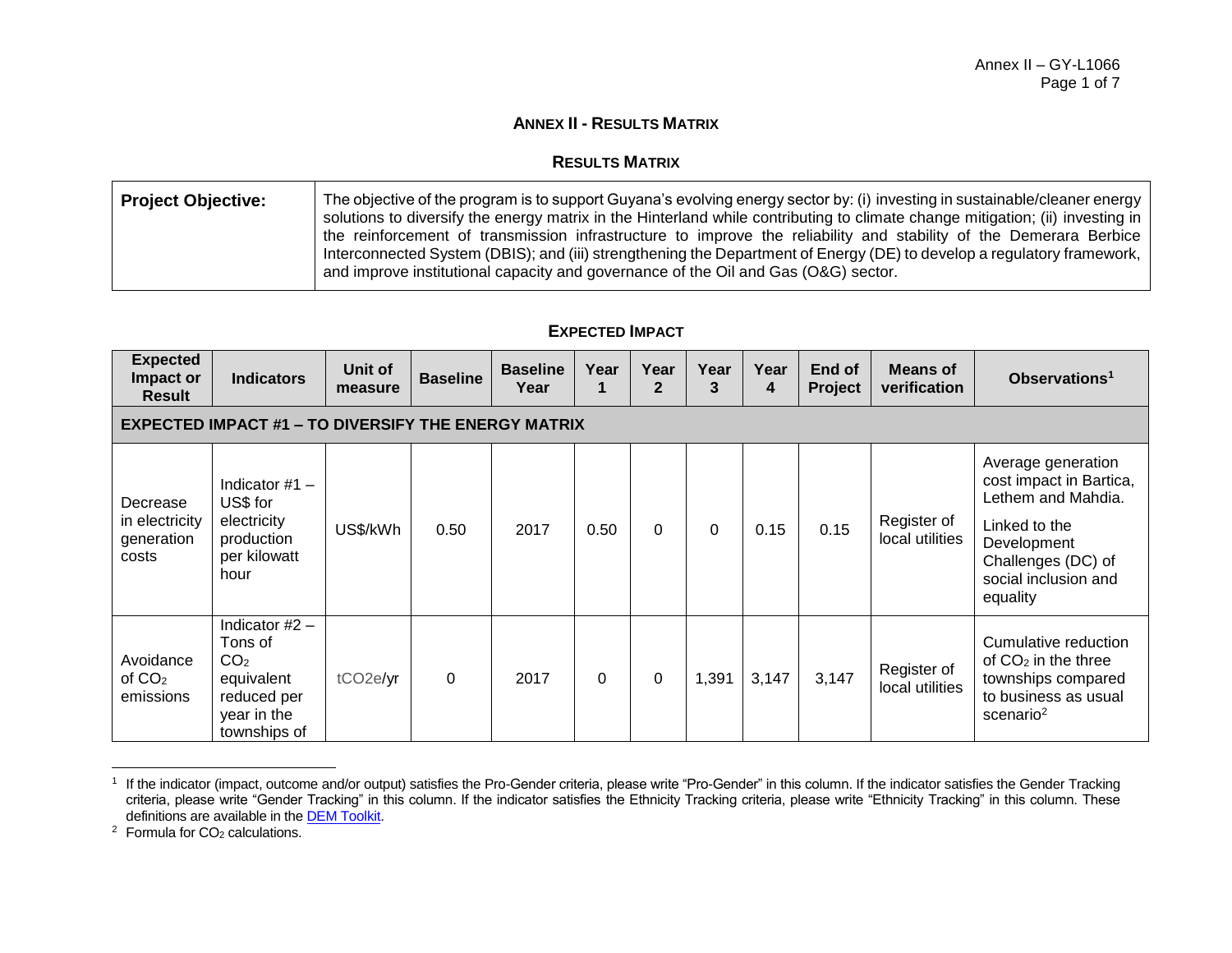**ANNEX II - RESULTS MATRIX**

**RESULTS MATRIX**

| **Project Objective:** | The objective of the program is to support Guyana's evolving energy sector by: (i) investing in sustainable/cleaner energy solutions to diversify the energy matrix in the Hinterland while contributing to climate change mitigation; (ii) investing in the reinforcement of transmission infrastructure to improve the reliability and stability of the Demerara Berbice Interconnected System (DBIS); and (iii) strengthening the Department of Energy (DE) to develop a regulatory framework, and improve institutional capacity and governance of the Oil and Gas (O&G) sector. |
|---|---|

**EXPECTED IMPACT**

| Expected Impact or Result | Indicators | Unit of measure | Baseline | Baseline Year | Year 1 | Year 2 | Year 3 | Year 4 | End of Project | Means of verification | Observations[1] |
|---|---|---|---|---|---|---|---|---|---|---|---|
| **EXPECTED IMPACT #1 – TO DIVERSIFY THE ENERGY MATRIX** | | | | | | | | | | | |
| Decrease in electricity generation costs | Indicator #1 – US$ for electricity production per kilowatt hour | US$/kWh | 0.50 | 2017 | 0.50 | 0 | 0 | 0.15 | 0.15 | Register of local utilities | Average generation cost impact in Bartica, Lethem and Mahdia. Linked to the Development Challenges (DC) of social inclusion and equality |
| Avoidance of $CO_2$ emissions | Indicator #2 – Tons of $CO_2$ equivalent reduced per year in the townships of | tCO2e/yr | 0 | 2017 | 0 | 0 | 1,391 | 3,147 | 3,147 | Register of local utilities | Cumulative reduction of $CO_2$ in the three townships compared to business as usual scenario[2] |

[1] If the indicator (impact, outcome and/or output) satisfies the Pro-Gender criteria, please write "Pro-Gender" in this column. If the indicator satisfies the Gender Tracking criteria, please write "Gender Tracking" in this column. If the indicator satisfies the Ethnicity Tracking criteria, please write "Ethnicity Tracking" in this column. These definitions are available in the DEM Toolkit.

[2] Formula for $CO_2$ calculations.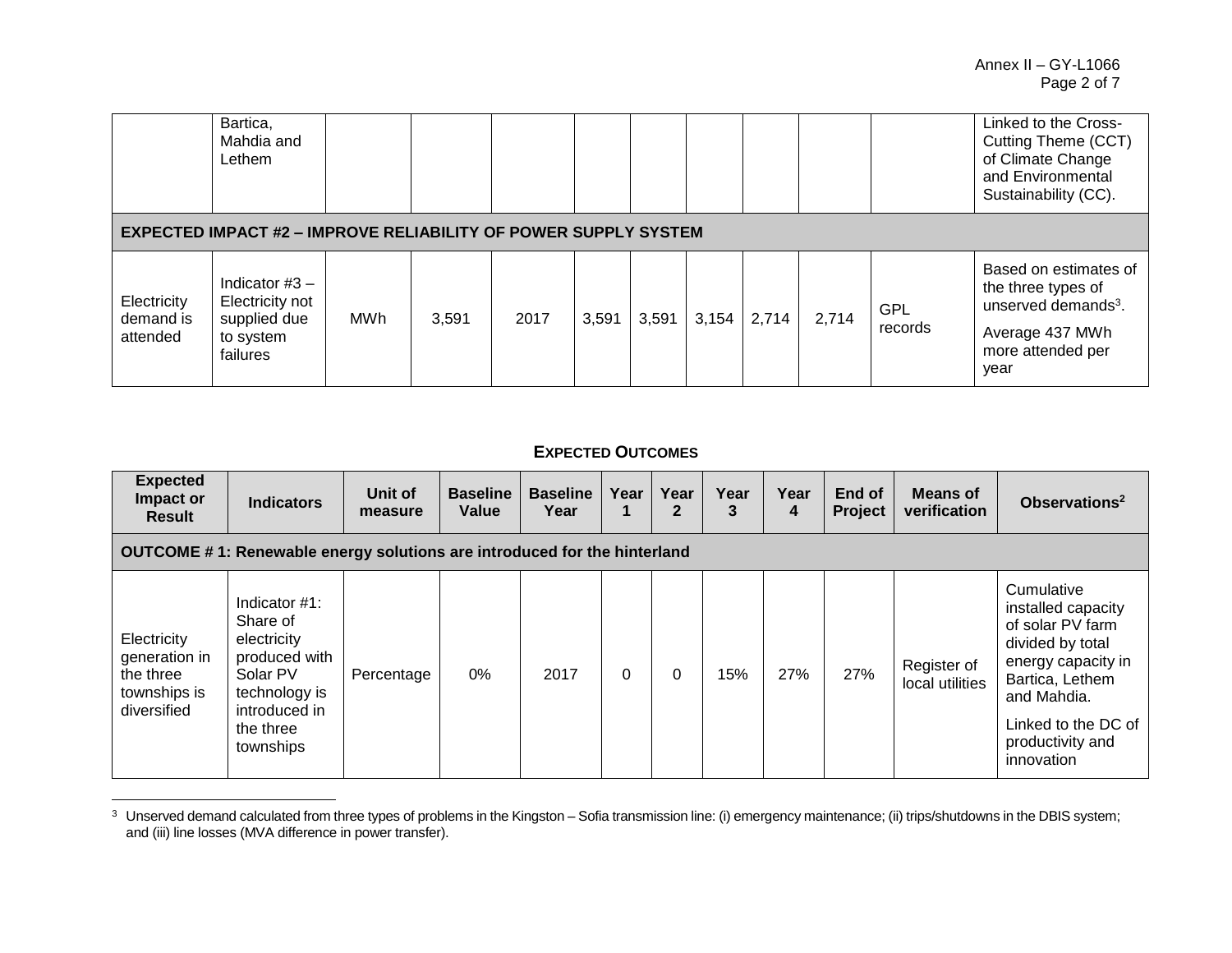| | | | | | | | | | | | |
|---|---|---|---|---|---|---|---|---|---|---|---|
| | Bartica, Mahdia and Lethem | | | | | | | | | | Linked to the Cross-Cutting Theme (CCT) of Climate Change and Environmental Sustainability (CC). |
| **EXPECTED IMPACT #2 – IMPROVE RELIABILITY OF POWER SUPPLY SYSTEM** | | | | | | | | | | | |
| Electricity demand is attended | Indicator #3 – Electricity not supplied due to system failures | MWh | 3,591 | 2017 | 3,591 | 3,591 | 3,154 | 2,714 | 2,714 | GPL records | Based on estimates of the three types of unserved demands[3]. Average 437 MWh more attended per year |

**EXPECTED OUTCOMES**

| Expected Impact or Result | Indicators | Unit of measure | Baseline Value | Baseline Year | Year 1 | Year 2 | Year 3 | Year 4 | End of Project | Means of verification | Observations[2] |
|---|---|---|---|---|---|---|---|---|---|---|---|
| **OUTCOME # 1: Renewable energy solutions are introduced for the hinterland** | | | | | | | | | | | |
| Electricity generation in the three townships is diversified | Indicator #1: Share of electricity produced with Solar PV technology is introduced in the three townships | Percentage | 0% | 2017 | 0 | 0 | 15% | 27% | 27% | Register of local utilities | Cumulative installed capacity of solar PV farm divided by total energy capacity in Bartica, Lethem and Mahdia. Linked to the DC of productivity and innovation |

[3] Unserved demand calculated from three types of problems in the Kingston – Sofia transmission line: (i) emergency maintenance; (ii) trips/shutdowns in the DBIS system; and (iii) line losses (MVA difference in power transfer).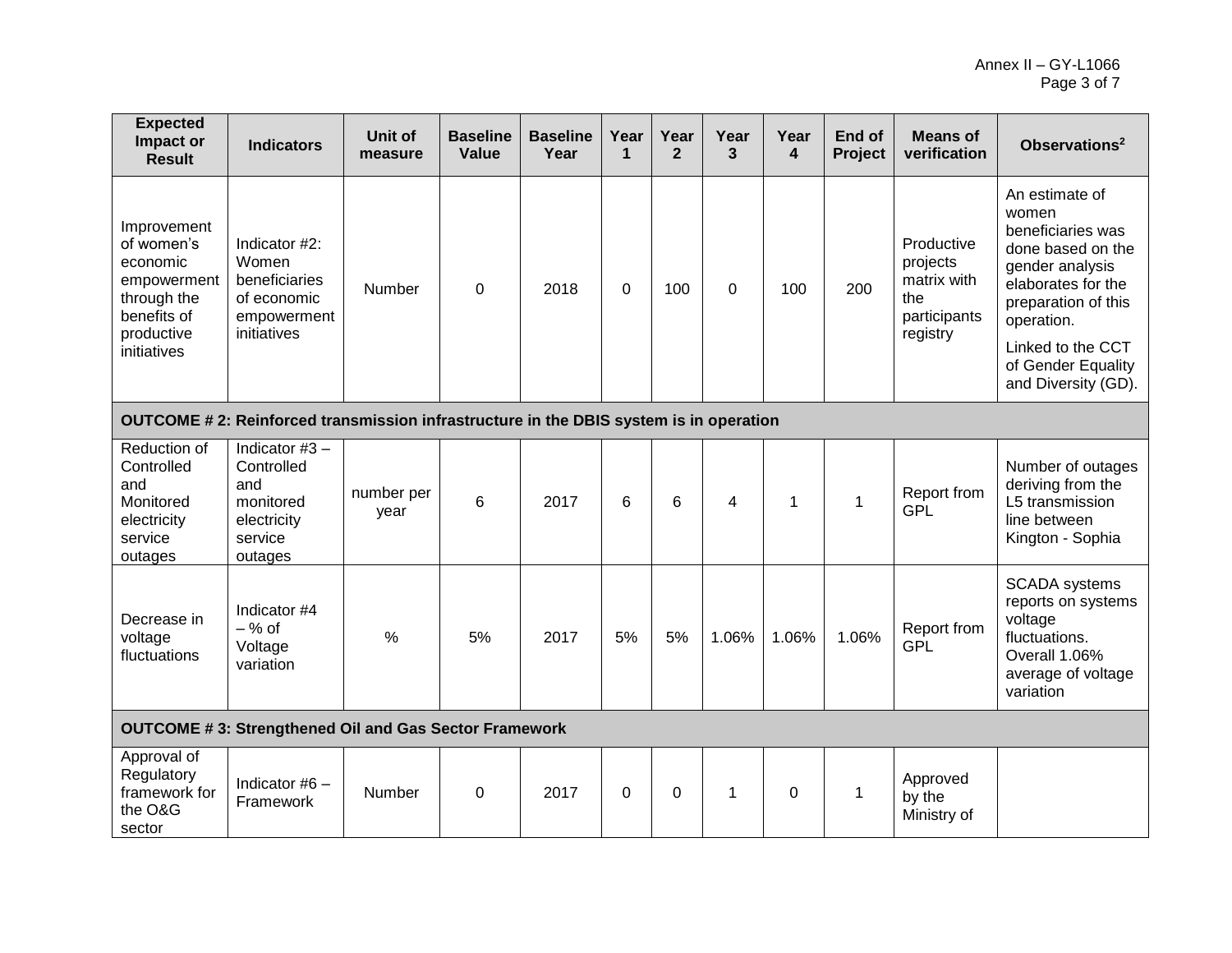| Expected Impact or Result | Indicators | Unit of measure | Baseline Value | Baseline Year | Year 1 | Year 2 | Year 3 | Year 4 | End of Project | Means of verification | Observations[2] |
|---|---|---|---|---|---|---|---|---|---|---|---|
| Improvement of women's economic empowerment through the benefits of productive initiatives | Indicator #2: Women beneficiaries of economic empowerment initiatives | Number | 0 | 2018 | 0 | 100 | 0 | 100 | 200 | Productive projects matrix with the participants registry | An estimate of women beneficiaries was done based on the gender analysis elaborates for the preparation of this operation. Linked to the CCT of Gender Equality and Diversity (GD). |
| **OUTCOME # 2: Reinforced transmission infrastructure in the DBIS system is in operation** | | | | | | | | | | | |
| Reduction of Controlled and Monitored electricity service outages | Indicator #3 – Controlled and monitored electricity service outages | number per year | 6 | 2017 | 6 | 6 | 4 | 1 | 1 | Report from GPL | Number of outages deriving from the L5 transmission line between Kington - Sophia |
| Decrease in voltage fluctuations | Indicator #4 – % of Voltage variation | % | 5% | 2017 | 5% | 5% | 1.06% | 1.06% | 1.06% | Report from GPL | SCADA systems reports on systems voltage fluctuations. Overall 1.06% average of voltage variation |
| **OUTCOME # 3: Strengthened Oil and Gas Sector Framework** | | | | | | | | | | | |
| Approval of Regulatory framework for the O&G sector | Indicator #6 – Framework | Number | 0 | 2017 | 0 | 0 | 1 | 0 | 1 | Approved by the Ministry of | |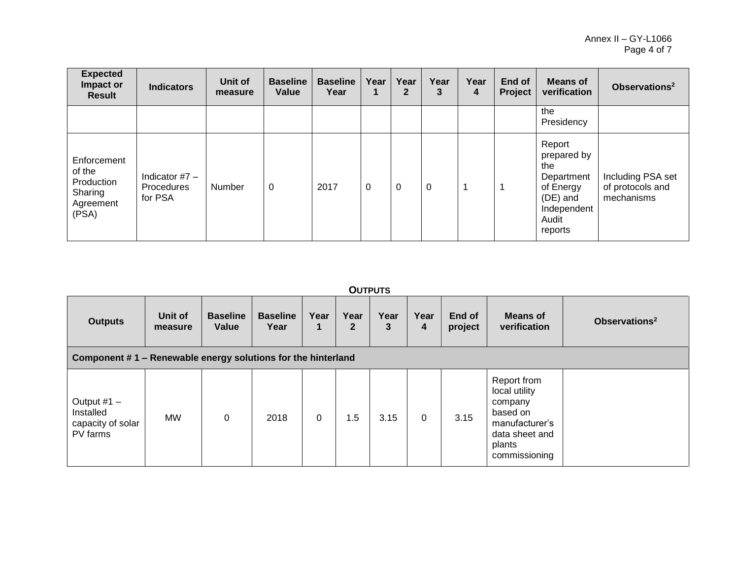| Expected Impact or Result | Indicators | Unit of measure | Baseline Value | Baseline Year | Year 1 | Year 2 | Year 3 | Year 4 | End of Project | Means of verification | Observations[2] |
|---|---|---|---|---|---|---|---|---|---|---|---|
| | | | | | | | | | | the Presidency | |
| Enforcement of the Production Sharing Agreement (PSA) | Indicator #7 – Procedures for PSA | Number | 0 | 2017 | 0 | 0 | 0 | 1 | 1 | Report prepared by the Department of Energy (DE) and Independent Audit reports | Including PSA set of protocols and mechanisms |

**OUTPUTS**

| Outputs | Unit of measure | Baseline Value | Baseline Year | Year 1 | Year 2 | Year 3 | Year 4 | End of project | Means of verification | Observations[2] |
|---|---|---|---|---|---|---|---|---|---|---|
| **Component # 1 – Renewable energy solutions for the hinterland** | | | | | | | | | | |
| Output #1 – Installed capacity of solar PV farms | MW | 0 | 2018 | 0 | 1.5 | 3.15 | 0 | 3.15 | Report from local utility company based on manufacturer's data sheet and plants commissioning | |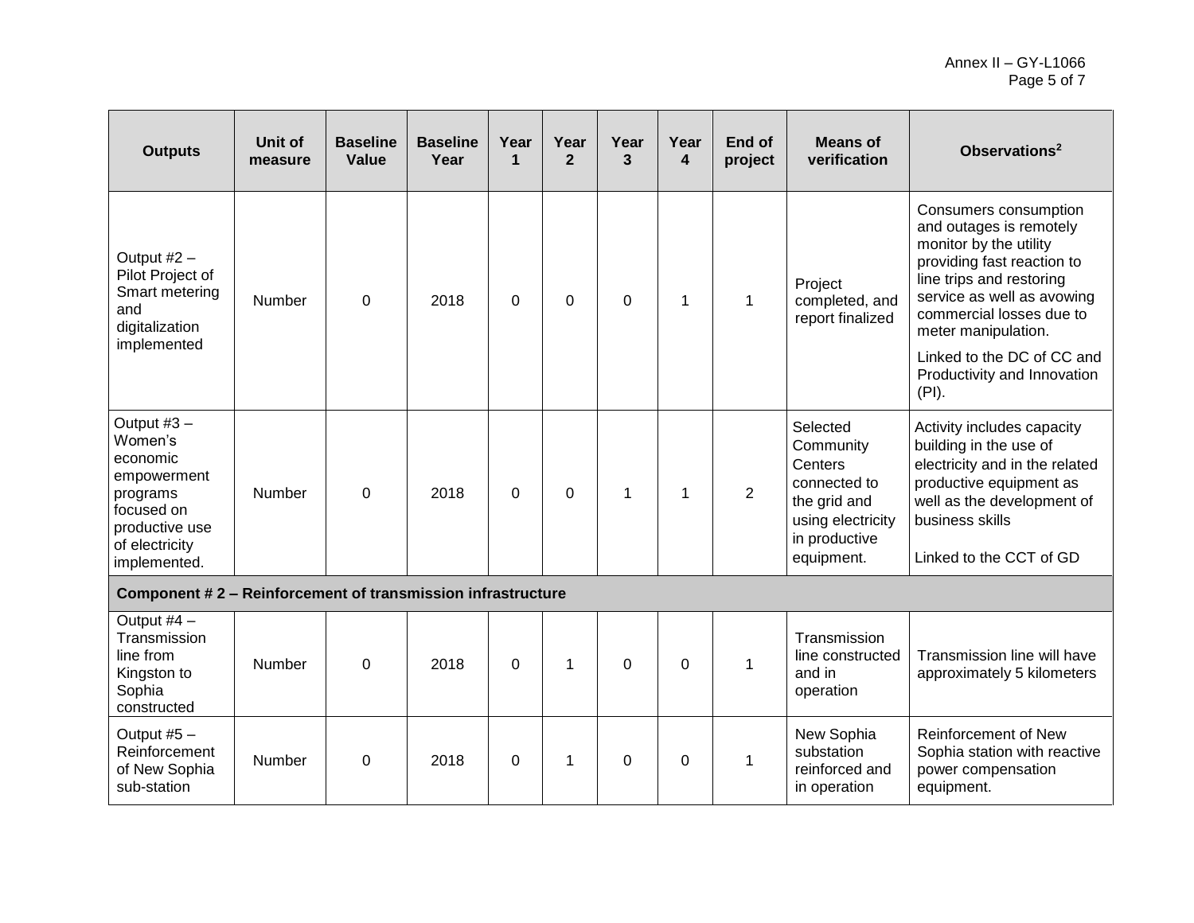| Outputs | Unit of measure | Baseline Value | Baseline Year | Year 1 | Year 2 | Year 3 | Year 4 | End of project | Means of verification | Observations[2] |
|---|---|---|---|---|---|---|---|---|---|---|
| Output #2 – Pilot Project of Smart metering and digitalization implemented | Number | 0 | 2018 | 0 | 0 | 0 | 1 | 1 | Project completed, and report finalized | Consumers consumption and outages is remotely monitor by the utility providing fast reaction to line trips and restoring service as well as avowing commercial losses due to meter manipulation. Linked to the DC of CC and Productivity and Innovation (PI). |
| Output #3 – Women's economic empowerment programs focused on productive use of electricity implemented. | Number | 0 | 2018 | 0 | 0 | 1 | 1 | 2 | Selected Community Centers connected to the grid and using electricity in productive equipment. | Activity includes capacity building in the use of electricity and in the related productive equipment as well as the development of business skills. Linked to the CCT of GD |
| **Component # 2 – Reinforcement of transmission infrastructure** | | | | | | | | | | |
| Output #4 – Transmission line from Kingston to Sophia constructed | Number | 0 | 2018 | 0 | 1 | 0 | 0 | 1 | Transmission line constructed and in operation | Transmission line will have approximately 5 kilometers |
| Output #5 – Reinforcement of New Sophia sub-station | Number | 0 | 2018 | 0 | 1 | 0 | 0 | 1 | New Sophia substation reinforced and in operation | Reinforcement of New Sophia station with reactive power compensation equipment. |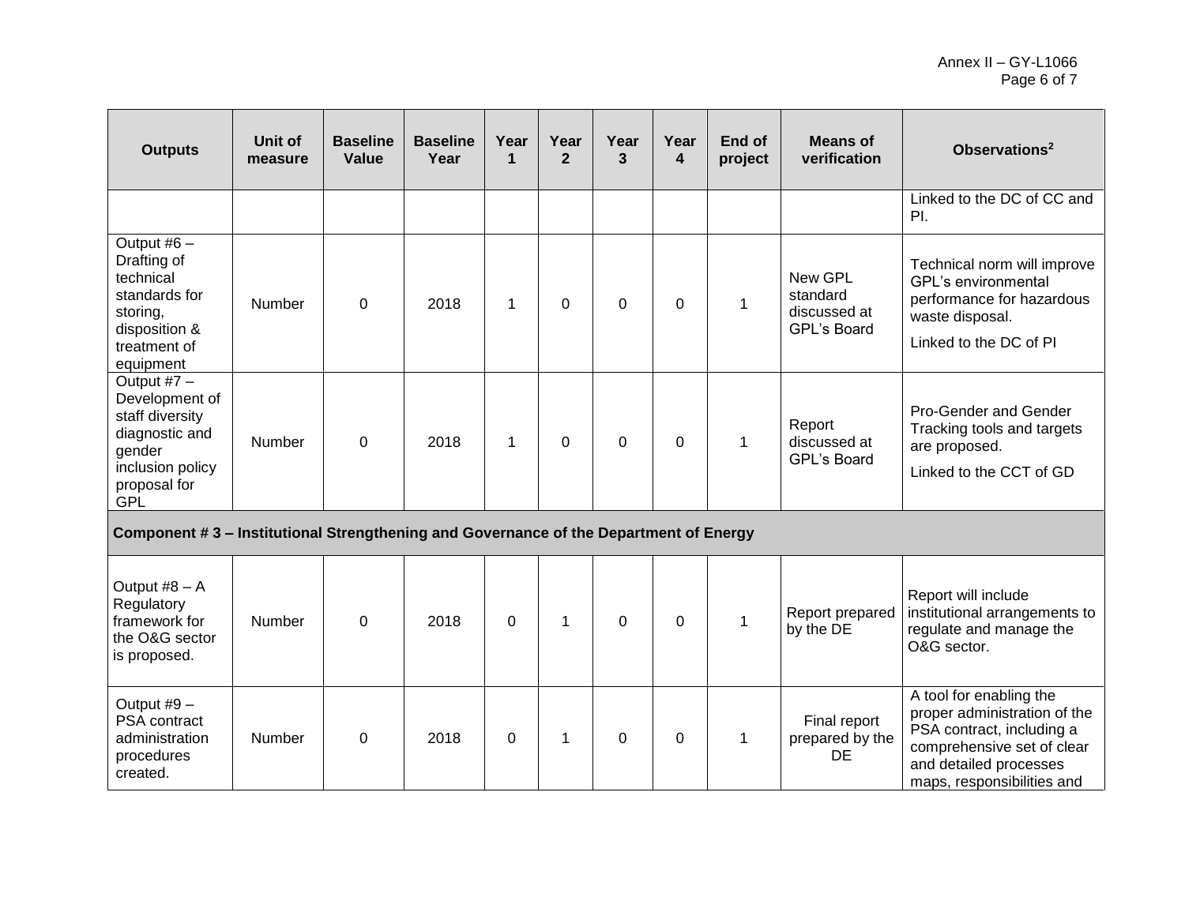| Outputs | Unit of measure | Baseline Value | Baseline Year | Year 1 | Year 2 | Year 3 | Year 4 | End of project | Means of verification | Observations[2] |
|---|---|---|---|---|---|---|---|---|---|---|
| | | | | | | | | | | Linked to the DC of CC and PI. |
| Output #6 – Drafting of technical standards for storing, disposition & treatment of equipment | Number | 0 | 2018 | 1 | 0 | 0 | 0 | 1 | New GPL standard discussed at GPL's Board | Technical norm will improve GPL's environmental performance for hazardous waste disposal. Linked to the DC of PI |
| Output #7 – Development of staff diversity diagnostic and gender inclusion policy proposal for GPL | Number | 0 | 2018 | 1 | 0 | 0 | 0 | 1 | Report discussed at GPL's Board | Pro-Gender and Gender Tracking tools and targets are proposed. Linked to the CCT of GD |
| **Component # 3 – Institutional Strengthening and Governance of the Department of Energy** | | | | | | | | | | |
| Output #8 – A Regulatory framework for the O&G sector is proposed. | Number | 0 | 2018 | 0 | 1 | 0 | 0 | 1 | Report prepared by the DE | Report will include institutional arrangements to regulate and manage the O&G sector. |
| Output #9 – PSA contract administration procedures created. | Number | 0 | 2018 | 0 | 1 | 0 | 0 | 1 | Final report prepared by the DE | A tool for enabling the proper administration of the PSA contract, including a comprehensive set of clear and detailed processes maps, responsibilities and |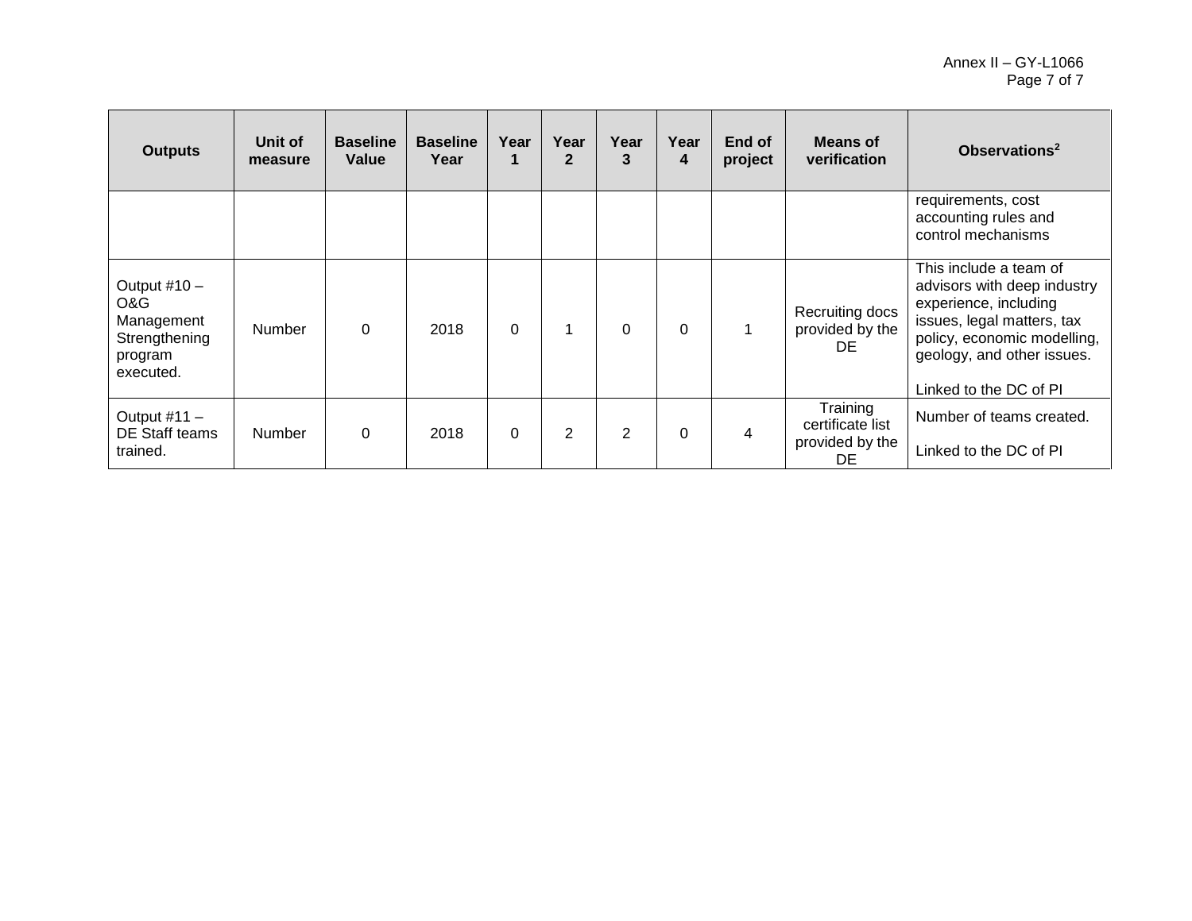| Outputs | Unit of measure | Baseline Value | Baseline Year | Year 1 | Year 2 | Year 3 | Year 4 | End of project | Means of verification | Observations[2] |
|---|---|---|---|---|---|---|---|---|---|---|
| | | | | | | | | | | requirements, cost accounting rules and control mechanisms |
| Output #10 – O&G Management Strengthening program executed. | Number | 0 | 2018 | 0 | 1 | 0 | 0 | 1 | Recruiting docs provided by the DE | This include a team of advisors with deep industry experience, including issues, legal matters, tax policy, economic modelling, geology, and other issues. Linked to the DC of PI |
| Output #11 – DE Staff teams trained. | Number | 0 | 2018 | 0 | 2 | 2 | 0 | 4 | Training certificate list provided by the DE | Number of teams created. Linked to the DC of PI |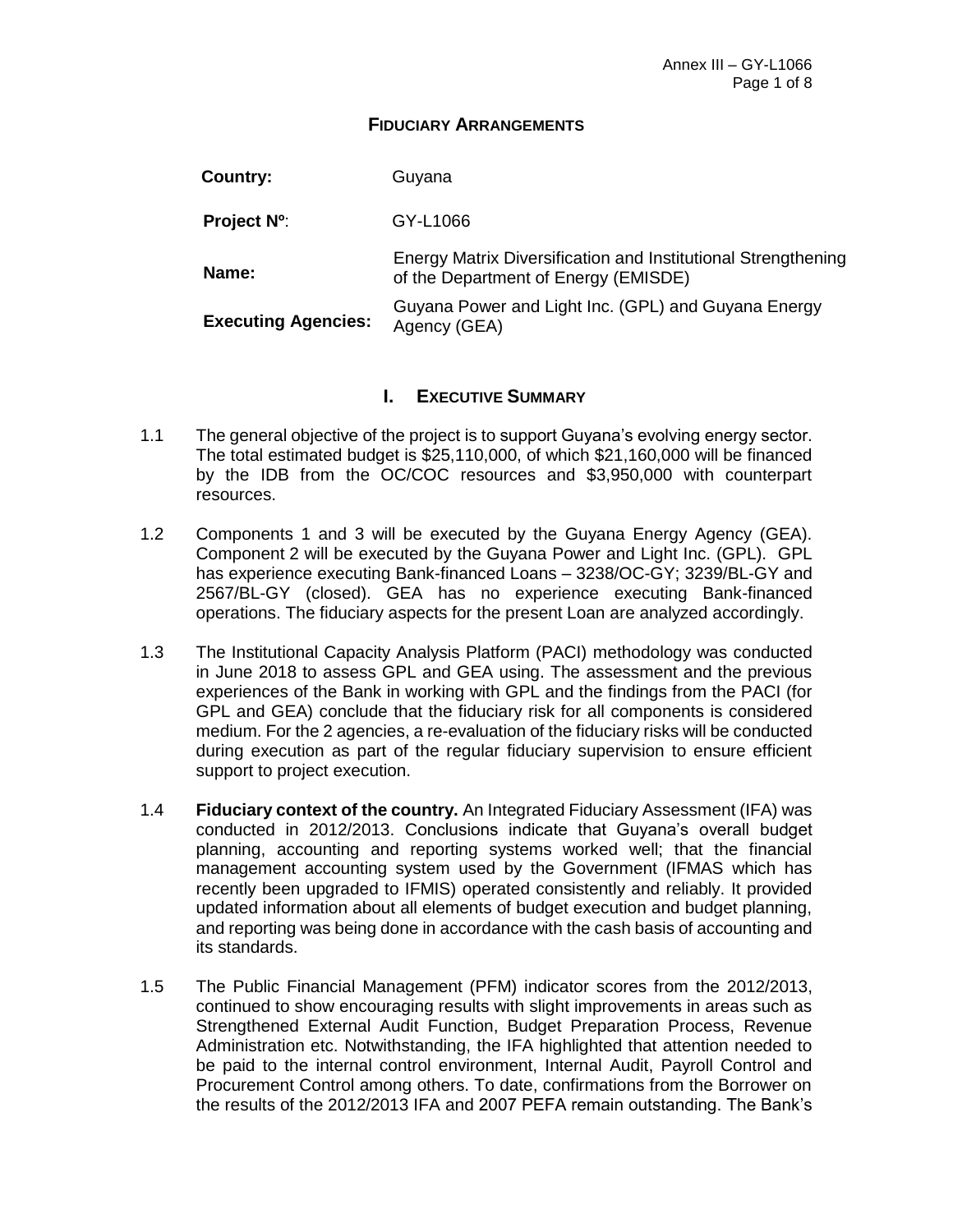# FIDUCIARY ARRANGEMENTS

| | |
|---|---|
| **Country:** | Guyana |
| **Project Nº**: | GY-L1066 |
| **Name:** | Energy Matrix Diversification and Institutional Strengthening of the Department of Energy (EMISDE) |
| **Executing Agencies:** | Guyana Power and Light Inc. (GPL) and Guyana Energy Agency (GEA) |

## I. EXECUTIVE SUMMARY

1.1 The general objective of the project is to support Guyana's evolving energy sector. The total estimated budget is $25,110,000, of which $21,160,000 will be financed by the IDB from the OC/COC resources and $3,950,000 with counterpart resources.

1.2 Components 1 and 3 will be executed by the Guyana Energy Agency (GEA). Component 2 will be executed by the Guyana Power and Light Inc. (GPL). GPL has experience executing Bank-financed Loans – 3238/OC-GY; 3239/BL-GY and 2567/BL-GY (closed). GEA has no experience executing Bank-financed operations. The fiduciary aspects for the present Loan are analyzed accordingly.

1.3 The Institutional Capacity Analysis Platform (PACI) methodology was conducted in June 2018 to assess GPL and GEA using. The assessment and the previous experiences of the Bank in working with GPL and the findings from the PACI (for GPL and GEA) conclude that the fiduciary risk for all components is considered medium. For the 2 agencies, a re-evaluation of the fiduciary risks will be conducted during execution as part of the regular fiduciary supervision to ensure efficient support to project execution.

1.4 **Fiduciary context of the country.** An Integrated Fiduciary Assessment (IFA) was conducted in 2012/2013. Conclusions indicate that Guyana's overall budget planning, accounting and reporting systems worked well; that the financial management accounting system used by the Government (IFMAS which has recently been upgraded to IFMIS) operated consistently and reliably. It provided updated information about all elements of budget execution and budget planning, and reporting was being done in accordance with the cash basis of accounting and its standards.

1.5 The Public Financial Management (PFM) indicator scores from the 2012/2013, continued to show encouraging results with slight improvements in areas such as Strengthened External Audit Function, Budget Preparation Process, Revenue Administration etc. Notwithstanding, the IFA highlighted that attention needed to be paid to the internal control environment, Internal Audit, Payroll Control and Procurement Control among others. To date, confirmations from the Borrower on the results of the 2012/2013 IFA and 2007 PEFA remain outstanding. The Bank's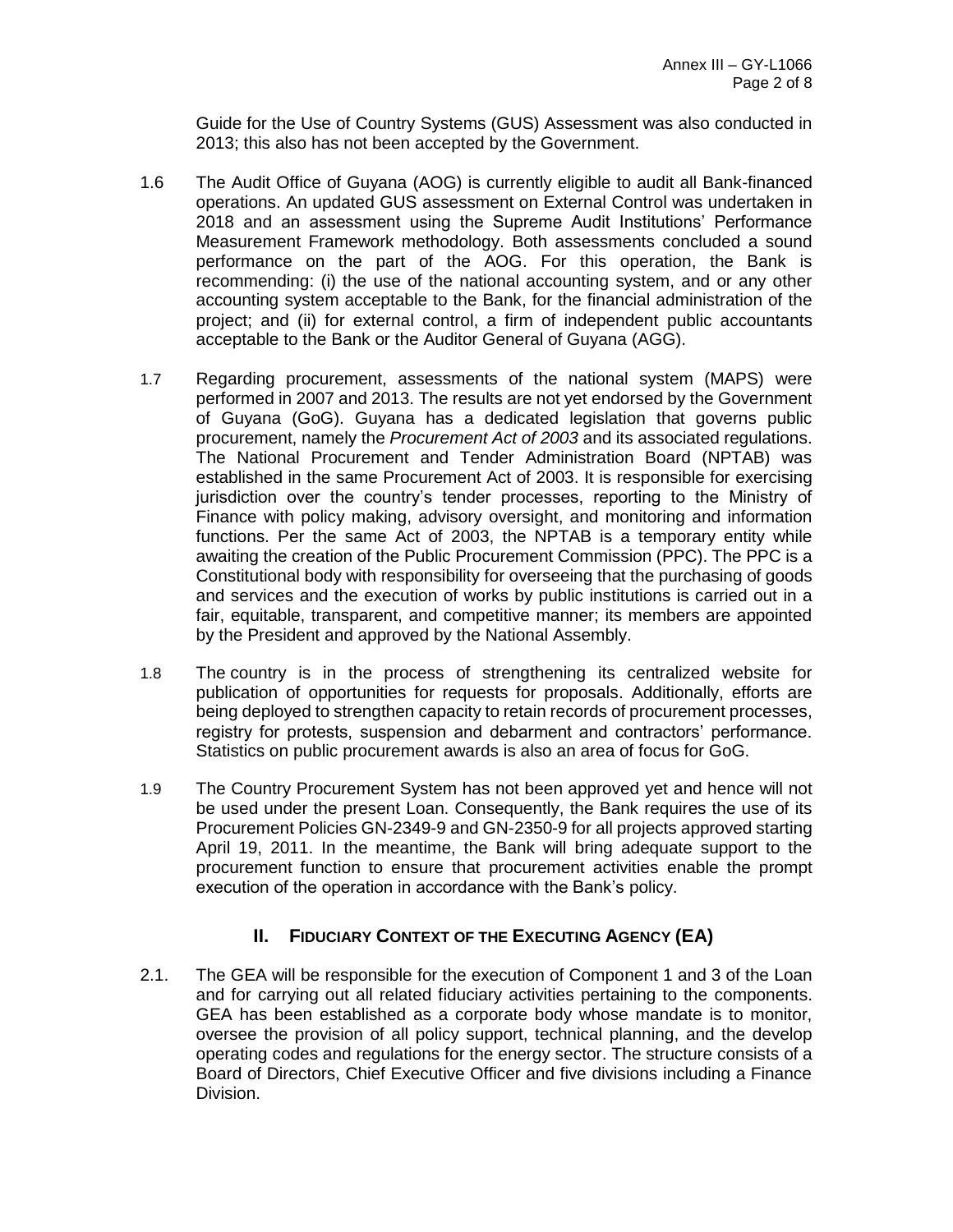Guide for the Use of Country Systems (GUS) Assessment was also conducted in 2013; this also has not been accepted by the Government.

1.6 The Audit Office of Guyana (AOG) is currently eligible to audit all Bank-financed operations. An updated GUS assessment on External Control was undertaken in 2018 and an assessment using the Supreme Audit Institutions' Performance Measurement Framework methodology. Both assessments concluded a sound performance on the part of the AOG. For this operation, the Bank is recommending: (i) the use of the national accounting system, and or any other accounting system acceptable to the Bank, for the financial administration of the project; and (ii) for external control, a firm of independent public accountants acceptable to the Bank or the Auditor General of Guyana (AGG).

1.7 Regarding procurement, assessments of the national system (MAPS) were performed in 2007 and 2013. The results are not yet endorsed by the Government of Guyana (GoG). Guyana has a dedicated legislation that governs public procurement, namely the *Procurement Act of 2003* and its associated regulations. The National Procurement and Tender Administration Board (NPTAB) was established in the same Procurement Act of 2003. It is responsible for exercising jurisdiction over the country's tender processes, reporting to the Ministry of Finance with policy making, advisory oversight, and monitoring and information functions. Per the same Act of 2003, the NPTAB is a temporary entity while awaiting the creation of the Public Procurement Commission (PPC). The PPC is a Constitutional body with responsibility for overseeing that the purchasing of goods and services and the execution of works by public institutions is carried out in a fair, equitable, transparent, and competitive manner; its members are appointed by the President and approved by the National Assembly.

1.8 The country is in the process of strengthening its centralized website for publication of opportunities for requests for proposals. Additionally, efforts are being deployed to strengthen capacity to retain records of procurement processes, registry for protests, suspension and debarment and contractors' performance. Statistics on public procurement awards is also an area of focus for GoG.

1.9 The Country Procurement System has not been approved yet and hence will not be used under the present Loan. Consequently, the Bank requires the use of its Procurement Policies GN-2349-9 and GN-2350-9 for all projects approved starting April 19, 2011. In the meantime, the Bank will bring adequate support to the procurement function to ensure that procurement activities enable the prompt execution of the operation in accordance with the Bank's policy.

## II. Fiduciary Context of the Executing Agency (EA)

2.1. The GEA will be responsible for the execution of Component 1 and 3 of the Loan and for carrying out all related fiduciary activities pertaining to the components. GEA has been established as a corporate body whose mandate is to monitor, oversee the provision of all policy support, technical planning, and the develop operating codes and regulations for the energy sector. The structure consists of a Board of Directors, Chief Executive Officer and five divisions including a Finance Division.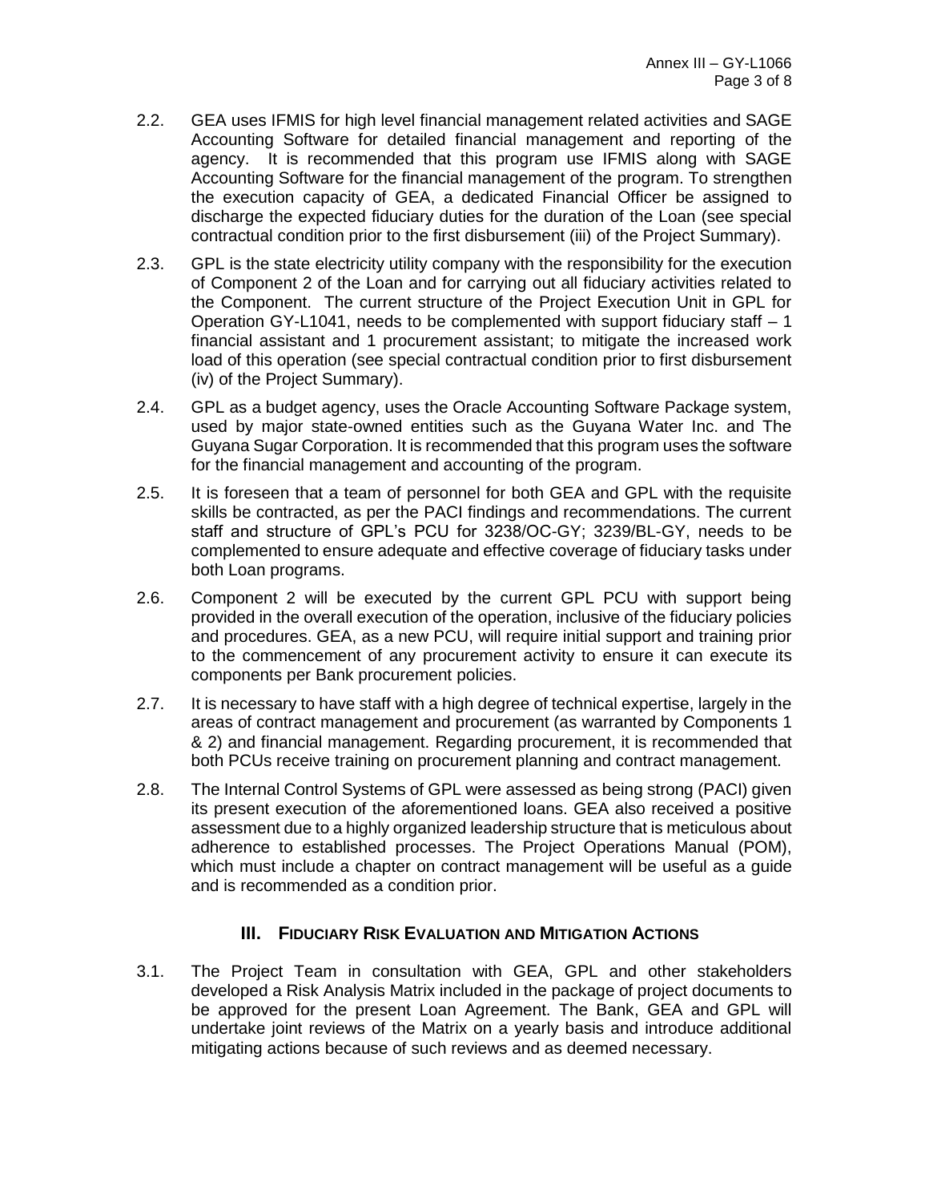2.2. GEA uses IFMIS for high level financial management related activities and SAGE Accounting Software for detailed financial management and reporting of the agency. It is recommended that this program use IFMIS along with SAGE Accounting Software for the financial management of the program. To strengthen the execution capacity of GEA, a dedicated Financial Officer be assigned to discharge the expected fiduciary duties for the duration of the Loan (see special contractual condition prior to the first disbursement (iii) of the Project Summary).

2.3. GPL is the state electricity utility company with the responsibility for the execution of Component 2 of the Loan and for carrying out all fiduciary activities related to the Component. The current structure of the Project Execution Unit in GPL for Operation GY-L1041, needs to be complemented with support fiduciary staff – 1 financial assistant and 1 procurement assistant; to mitigate the increased work load of this operation (see special contractual condition prior to first disbursement (iv) of the Project Summary).

2.4. GPL as a budget agency, uses the Oracle Accounting Software Package system, used by major state-owned entities such as the Guyana Water Inc. and The Guyana Sugar Corporation. It is recommended that this program uses the software for the financial management and accounting of the program.

2.5. It is foreseen that a team of personnel for both GEA and GPL with the requisite skills be contracted, as per the PACI findings and recommendations. The current staff and structure of GPL's PCU for 3238/OC-GY; 3239/BL-GY, needs to be complemented to ensure adequate and effective coverage of fiduciary tasks under both Loan programs.

2.6. Component 2 will be executed by the current GPL PCU with support being provided in the overall execution of the operation, inclusive of the fiduciary policies and procedures. GEA, as a new PCU, will require initial support and training prior to the commencement of any procurement activity to ensure it can execute its components per Bank procurement policies.

2.7. It is necessary to have staff with a high degree of technical expertise, largely in the areas of contract management and procurement (as warranted by Components 1 & 2) and financial management. Regarding procurement, it is recommended that both PCUs receive training on procurement planning and contract management.

2.8. The Internal Control Systems of GPL were assessed as being strong (PACI) given its present execution of the aforementioned loans. GEA also received a positive assessment due to a highly organized leadership structure that is meticulous about adherence to established processes. The Project Operations Manual (POM), which must include a chapter on contract management will be useful as a guide and is recommended as a condition prior.

## III. Fiduciary Risk Evaluation and Mitigation Actions

3.1. The Project Team in consultation with GEA, GPL and other stakeholders developed a Risk Analysis Matrix included in the package of project documents to be approved for the present Loan Agreement. The Bank, GEA and GPL will undertake joint reviews of the Matrix on a yearly basis and introduce additional mitigating actions because of such reviews and as deemed necessary.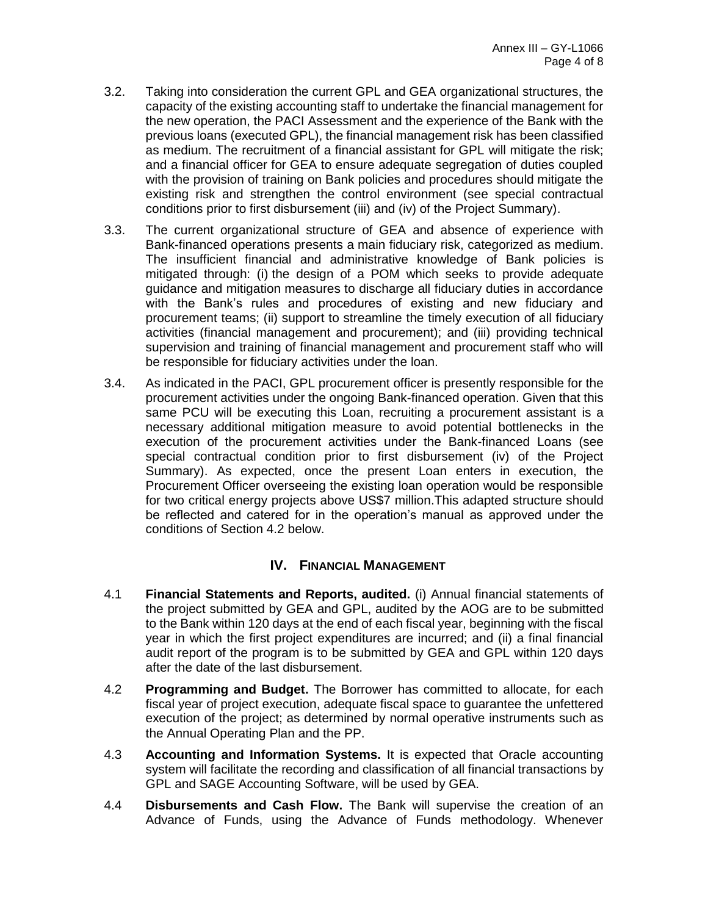3.2. Taking into consideration the current GPL and GEA organizational structures, the capacity of the existing accounting staff to undertake the financial management for the new operation, the PACI Assessment and the experience of the Bank with the previous loans (executed GPL), the financial management risk has been classified as medium. The recruitment of a financial assistant for GPL will mitigate the risk; and a financial officer for GEA to ensure adequate segregation of duties coupled with the provision of training on Bank policies and procedures should mitigate the existing risk and strengthen the control environment (see special contractual conditions prior to first disbursement (iii) and (iv) of the Project Summary).

3.3. The current organizational structure of GEA and absence of experience with Bank-financed operations presents a main fiduciary risk, categorized as medium. The insufficient financial and administrative knowledge of Bank policies is mitigated through: (i) the design of a POM which seeks to provide adequate guidance and mitigation measures to discharge all fiduciary duties in accordance with the Bank's rules and procedures of existing and new fiduciary and procurement teams; (ii) support to streamline the timely execution of all fiduciary activities (financial management and procurement); and (iii) providing technical supervision and training of financial management and procurement staff who will be responsible for fiduciary activities under the loan.

3.4. As indicated in the PACI, GPL procurement officer is presently responsible for the procurement activities under the ongoing Bank-financed operation. Given that this same PCU will be executing this Loan, recruiting a procurement assistant is a necessary additional mitigation measure to avoid potential bottlenecks in the execution of the procurement activities under the Bank-financed Loans (see special contractual condition prior to first disbursement (iv) of the Project Summary). As expected, once the present Loan enters in execution, the Procurement Officer overseeing the existing loan operation would be responsible for two critical energy projects above US$7 million.This adapted structure should be reflected and catered for in the operation's manual as approved under the conditions of Section 4.2 below.

## IV. Financial Management

4.1 **Financial Statements and Reports, audited.** (i) Annual financial statements of the project submitted by GEA and GPL, audited by the AOG are to be submitted to the Bank within 120 days at the end of each fiscal year, beginning with the fiscal year in which the first project expenditures are incurred; and (ii) a final financial audit report of the program is to be submitted by GEA and GPL within 120 days after the date of the last disbursement.

4.2 **Programming and Budget.** The Borrower has committed to allocate, for each fiscal year of project execution, adequate fiscal space to guarantee the unfettered execution of the project; as determined by normal operative instruments such as the Annual Operating Plan and the PP.

4.3 **Accounting and Information Systems.** It is expected that Oracle accounting system will facilitate the recording and classification of all financial transactions by GPL and SAGE Accounting Software, will be used by GEA.

4.4 **Disbursements and Cash Flow.** The Bank will supervise the creation of an Advance of Funds, using the Advance of Funds methodology. Whenever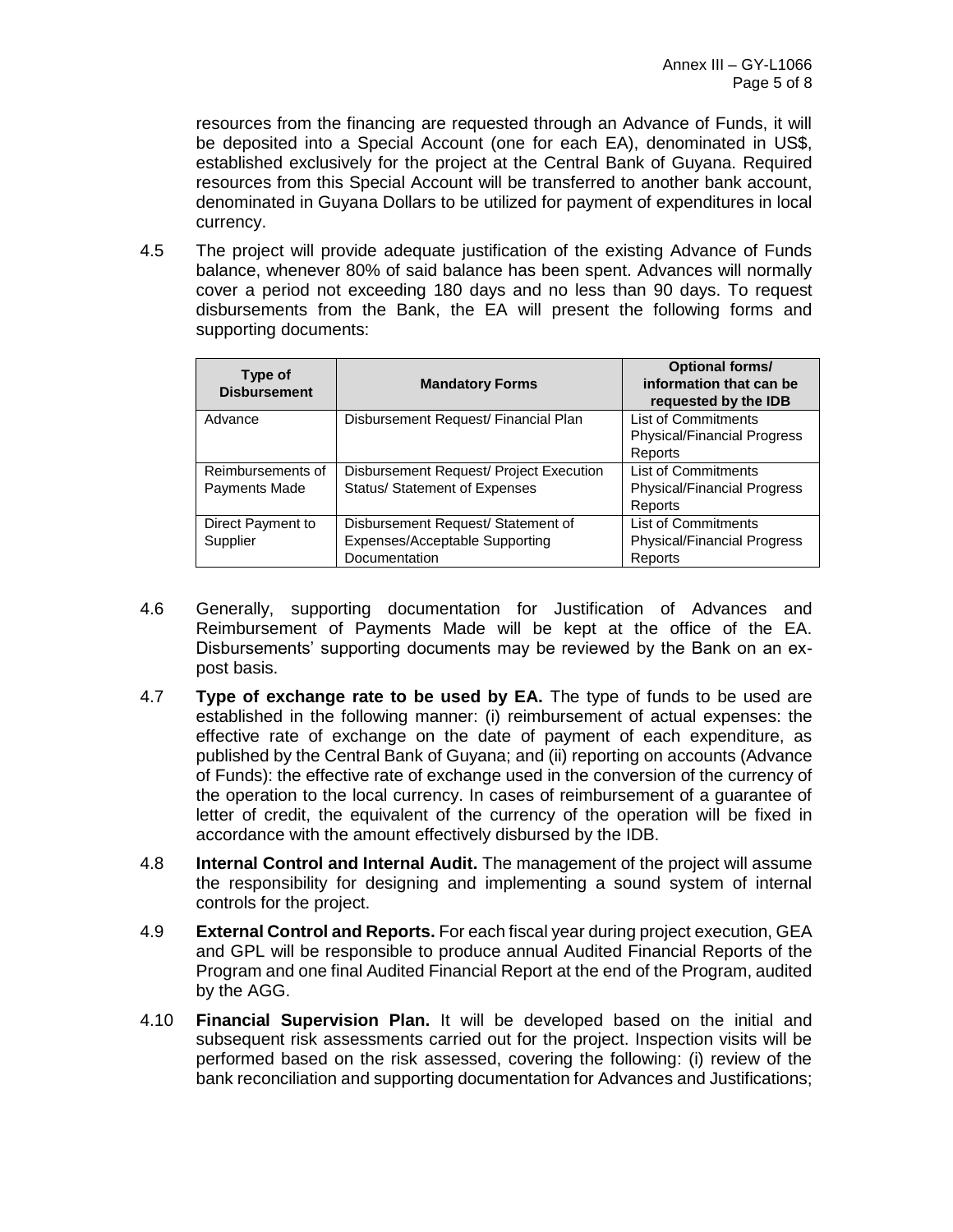resources from the financing are requested through an Advance of Funds, it will be deposited into a Special Account (one for each EA), denominated in US$, established exclusively for the project at the Central Bank of Guyana. Required resources from this Special Account will be transferred to another bank account, denominated in Guyana Dollars to be utilized for payment of expenditures in local currency.

4.5 The project will provide adequate justification of the existing Advance of Funds balance, whenever 80% of said balance has been spent. Advances will normally cover a period not exceeding 180 days and no less than 90 days. To request disbursements from the Bank, the EA will present the following forms and supporting documents:

| Type of Disbursement | Mandatory Forms | Optional forms/ information that can be requested by the IDB |
|---|---|---|
| Advance | Disbursement Request/ Financial Plan | List of Commitments Physical/Financial Progress Reports |
| Reimbursements of Payments Made | Disbursement Request/ Project Execution Status/ Statement of Expenses | List of Commitments Physical/Financial Progress Reports |
| Direct Payment to Supplier | Disbursement Request/ Statement of Expenses/Acceptable Supporting Documentation | List of Commitments Physical/Financial Progress Reports |

4.6 Generally, supporting documentation for Justification of Advances and Reimbursement of Payments Made will be kept at the office of the EA. Disbursements' supporting documents may be reviewed by the Bank on an ex-post basis.

4.7 **Type of exchange rate to be used by EA.** The type of funds to be used are established in the following manner: (i) reimbursement of actual expenses: the effective rate of exchange on the date of payment of each expenditure, as published by the Central Bank of Guyana; and (ii) reporting on accounts (Advance of Funds): the effective rate of exchange used in the conversion of the currency of the operation to the local currency. In cases of reimbursement of a guarantee of letter of credit, the equivalent of the currency of the operation will be fixed in accordance with the amount effectively disbursed by the IDB.

4.8 **Internal Control and Internal Audit.** The management of the project will assume the responsibility for designing and implementing a sound system of internal controls for the project.

4.9 **External Control and Reports.** For each fiscal year during project execution, GEA and GPL will be responsible to produce annual Audited Financial Reports of the Program and one final Audited Financial Report at the end of the Program, audited by the AGG.

4.10 **Financial Supervision Plan.** It will be developed based on the initial and subsequent risk assessments carried out for the project. Inspection visits will be performed based on the risk assessed, covering the following: (i) review of the bank reconciliation and supporting documentation for Advances and Justifications;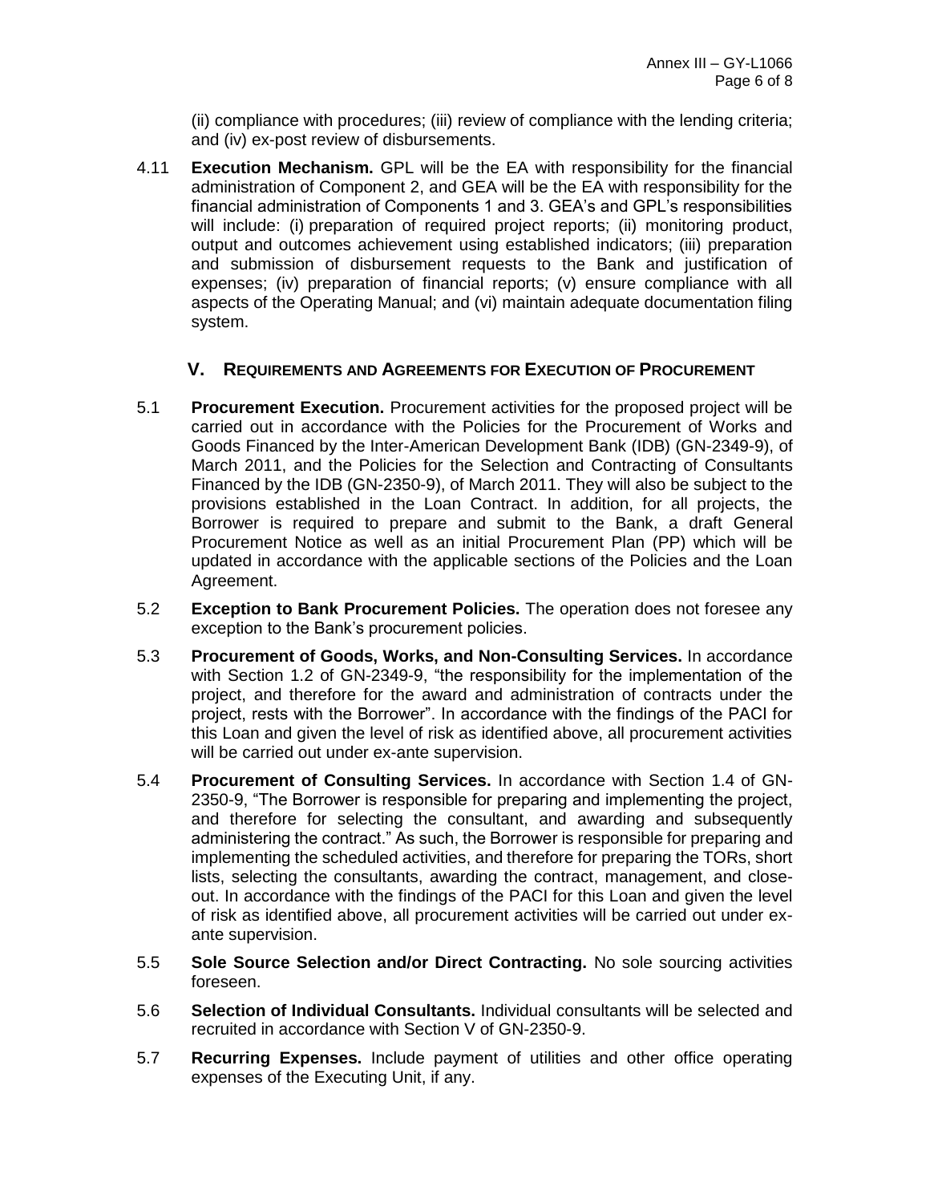(ii) compliance with procedures; (iii) review of compliance with the lending criteria; and (iv) ex-post review of disbursements.

4.11 **Execution Mechanism.** GPL will be the EA with responsibility for the financial administration of Component 2, and GEA will be the EA with responsibility for the financial administration of Components 1 and 3. GEA's and GPL's responsibilities will include: (i) preparation of required project reports; (ii) monitoring product, output and outcomes achievement using established indicators; (iii) preparation and submission of disbursement requests to the Bank and justification of expenses; (iv) preparation of financial reports; (v) ensure compliance with all aspects of the Operating Manual; and (vi) maintain adequate documentation filing system.

## V. REQUIREMENTS AND AGREEMENTS FOR EXECUTION OF PROCUREMENT

5.1 **Procurement Execution.** Procurement activities for the proposed project will be carried out in accordance with the Policies for the Procurement of Works and Goods Financed by the Inter-American Development Bank (IDB) (GN-2349-9), of March 2011, and the Policies for the Selection and Contracting of Consultants Financed by the IDB (GN-2350-9), of March 2011. They will also be subject to the provisions established in the Loan Contract. In addition, for all projects, the Borrower is required to prepare and submit to the Bank, a draft General Procurement Notice as well as an initial Procurement Plan (PP) which will be updated in accordance with the applicable sections of the Policies and the Loan Agreement.

5.2 **Exception to Bank Procurement Policies.** The operation does not foresee any exception to the Bank's procurement policies.

5.3 **Procurement of Goods, Works, and Non-Consulting Services.** In accordance with Section 1.2 of GN-2349-9, "the responsibility for the implementation of the project, and therefore for the award and administration of contracts under the project, rests with the Borrower". In accordance with the findings of the PACI for this Loan and given the level of risk as identified above, all procurement activities will be carried out under ex-ante supervision.

5.4 **Procurement of Consulting Services.** In accordance with Section 1.4 of GN-2350-9, "The Borrower is responsible for preparing and implementing the project, and therefore for selecting the consultant, and awarding and subsequently administering the contract." As such, the Borrower is responsible for preparing and implementing the scheduled activities, and therefore for preparing the TORs, short lists, selecting the consultants, awarding the contract, management, and close-out. In accordance with the findings of the PACI for this Loan and given the level of risk as identified above, all procurement activities will be carried out under ex-ante supervision.

5.5 **Sole Source Selection and/or Direct Contracting.** No sole sourcing activities foreseen.

5.6 **Selection of Individual Consultants.** Individual consultants will be selected and recruited in accordance with Section V of GN-2350-9.

5.7 **Recurring Expenses.** Include payment of utilities and other office operating expenses of the Executing Unit, if any.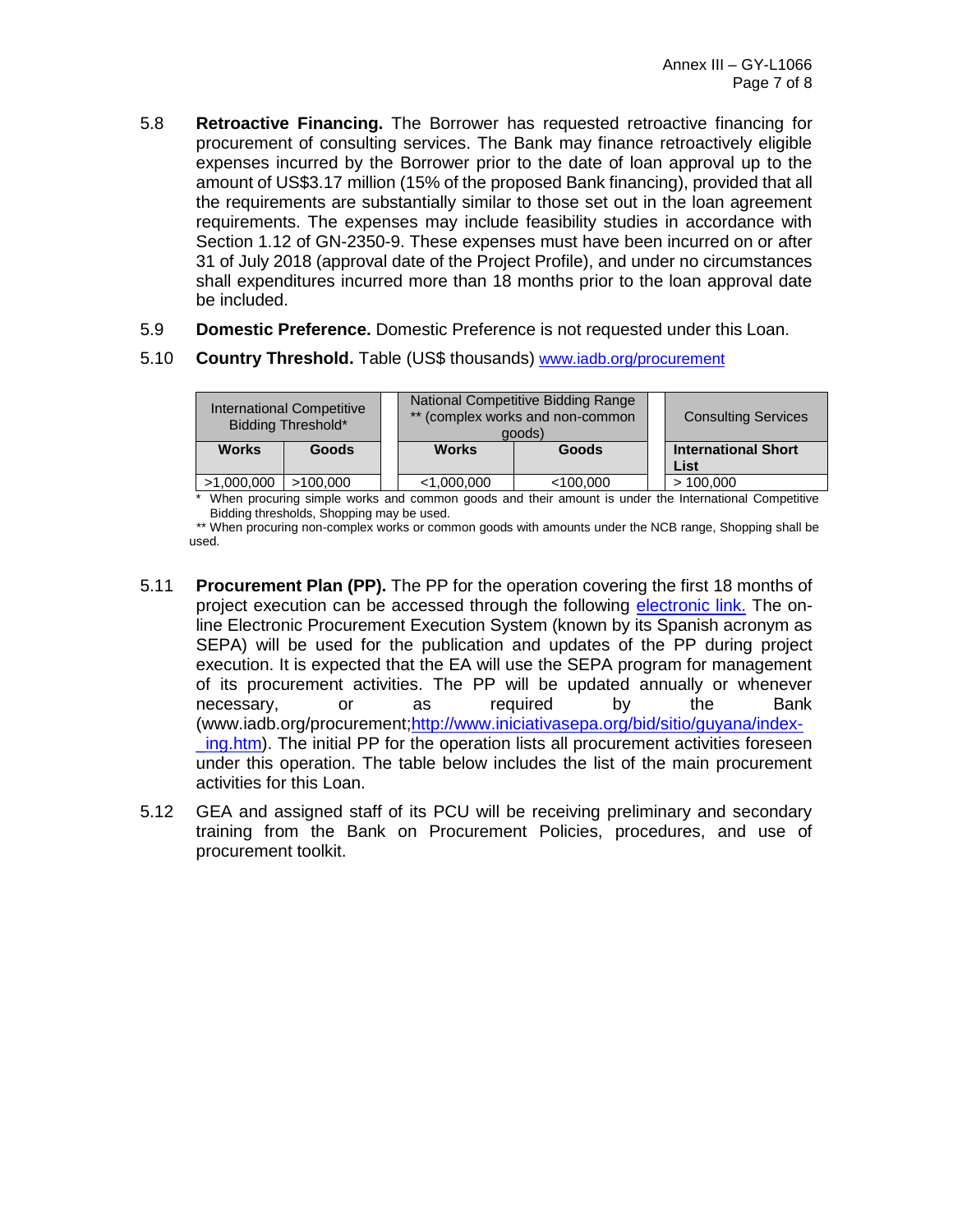5.8 **Retroactive Financing.** The Borrower has requested retroactive financing for procurement of consulting services. The Bank may finance retroactively eligible expenses incurred by the Borrower prior to the date of loan approval up to the amount of US$3.17 million (15% of the proposed Bank financing), provided that all the requirements are substantially similar to those set out in the loan agreement requirements. The expenses may include feasibility studies in accordance with Section 1.12 of GN-2350-9. These expenses must have been incurred on or after 31 of July 2018 (approval date of the Project Profile), and under no circumstances shall expenditures incurred more than 18 months prior to the loan approval date be included.

5.9 **Domestic Preference.** Domestic Preference is not requested under this Loan.

5.10 **Country Threshold.** Table (US$ thousands) [www.iadb.org/procurement](www.iadb.org/procurement)

| International Competitive Bidding Threshold* | | National Competitive Bidding Range ** (complex works and non-common goods) | | Consulting Services |
|---|---|---|---|---|
| **Works** | **Goods** | **Works** | **Goods** | **International Short List** |
| >1,000,000 | >100,000 | <1,000,000 | <100,000 | > 100,000 |

\* When procuring simple works and common goods and their amount is under the International Competitive Bidding thresholds, Shopping may be used.

** When procuring non-complex works or common goods with amounts under the NCB range, Shopping shall be used.

5.11 **Procurement Plan (PP).** The PP for the operation covering the first 18 months of project execution can be accessed through the following electronic link. The on-line Electronic Procurement Execution System (known by its Spanish acronym as SEPA) will be used for the publication and updates of the PP during project execution. It is expected that the EA will use the SEPA program for management of its procurement activities. The PP will be updated annually or whenever necessary, or as required by the Bank (www.iadb.org/procurement;[http://www.iniciativasepa.org/bid/sitio/guyana/index-_ing.htm](http://www.iniciativasepa.org/bid/sitio/guyana/index-_ing.htm)). The initial PP for the operation lists all procurement activities foreseen under this operation. The table below includes the list of the main procurement activities for this Loan.

5.12 GEA and assigned staff of its PCU will be receiving preliminary and secondary training from the Bank on Procurement Policies, procedures, and use of procurement toolkit.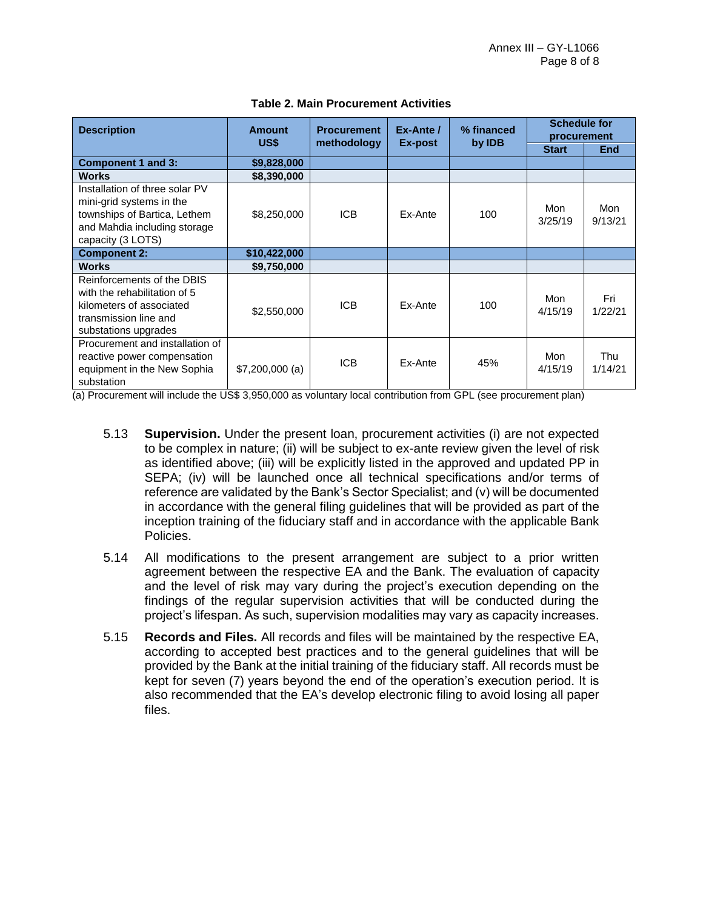**Table 2. Main Procurement Activities**

| Description | Amount US$ | Procurement methodology | Ex-Ante / Ex-post | % financed by IDB | Schedule for procurement | |
|---|---|---|---|---|---|---|
| | | | | | Start | End |
| **Component 1 and 3:** | **$9,828,000** | | | | | |
| **Works** | **$8,390,000** | | | | | |
| Installation of three solar PV mini-grid systems in the townships of Bartica, Lethem and Mahdia including storage capacity (3 LOTS) | $8,250,000 | ICB | Ex-Ante | 100 | Mon 3/25/19 | Mon 9/13/21 |
| **Component 2:** | **$10,422,000** | | | | | |
| **Works** | **$9,750,000** | | | | | |
| Reinforcements of the DBIS with the rehabilitation of 5 kilometers of associated transmission line and substations upgrades | $2,550,000 | ICB | Ex-Ante | 100 | Mon 4/15/19 | Fri 1/22/21 |
| Procurement and installation of reactive power compensation equipment in the New Sophia substation | $7,200,000 (a) | ICB | Ex-Ante | 45% | Mon 4/15/19 | Thu 1/14/21 |

(a) Procurement will include the US$ 3,950,000 as voluntary local contribution from GPL (see procurement plan)

5.13 **Supervision.** Under the present loan, procurement activities (i) are not expected to be complex in nature; (ii) will be subject to ex-ante review given the level of risk as identified above; (iii) will be explicitly listed in the approved and updated PP in SEPA; (iv) will be launched once all technical specifications and/or terms of reference are validated by the Bank's Sector Specialist; and (v) will be documented in accordance with the general filing guidelines that will be provided as part of the inception training of the fiduciary staff and in accordance with the applicable Bank Policies.

5.14 All modifications to the present arrangement are subject to a prior written agreement between the respective EA and the Bank. The evaluation of capacity and the level of risk may vary during the project's execution depending on the findings of the regular supervision activities that will be conducted during the project's lifespan. As such, supervision modalities may vary as capacity increases.

5.15 **Records and Files.** All records and files will be maintained by the respective EA, according to accepted best practices and to the general guidelines that will be provided by the Bank at the initial training of the fiduciary staff. All records must be kept for seven (7) years beyond the end of the operation's execution period. It is also recommended that the EA's develop electronic filing to avoid losing all paper files.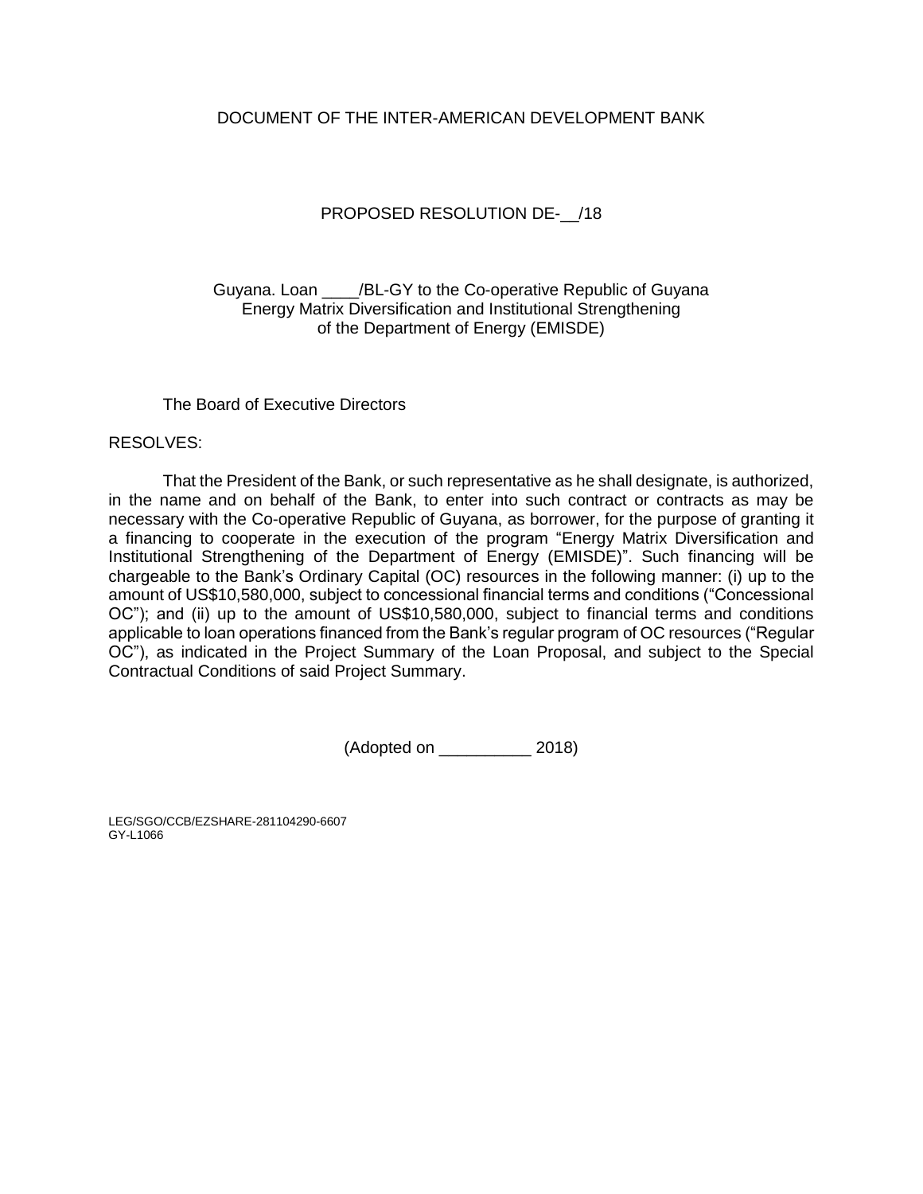DOCUMENT OF THE INTER-AMERICAN DEVELOPMENT BANK

PROPOSED RESOLUTION DE-__/18

Guyana. Loan ____/BL-GY to the Co-operative Republic of Guyana
Energy Matrix Diversification and Institutional Strengthening
of the Department of Energy (EMISDE)

The Board of Executive Directors

RESOLVES:

That the President of the Bank, or such representative as he shall designate, is authorized, in the name and on behalf of the Bank, to enter into such contract or contracts as may be necessary with the Co-operative Republic of Guyana, as borrower, for the purpose of granting it a financing to cooperate in the execution of the program "Energy Matrix Diversification and Institutional Strengthening of the Department of Energy (EMISDE)". Such financing will be chargeable to the Bank's Ordinary Capital (OC) resources in the following manner: (i) up to the amount of US$10,580,000, subject to concessional financial terms and conditions ("Concessional OC"); and (ii) up to the amount of US$10,580,000, subject to financial terms and conditions applicable to loan operations financed from the Bank's regular program of OC resources ("Regular OC"), as indicated in the Project Summary of the Loan Proposal, and subject to the Special Contractual Conditions of said Project Summary.

(Adopted on __________ 2018)

LEG/SGO/CCB/EZSHARE-281104290-6607
GY-L1066